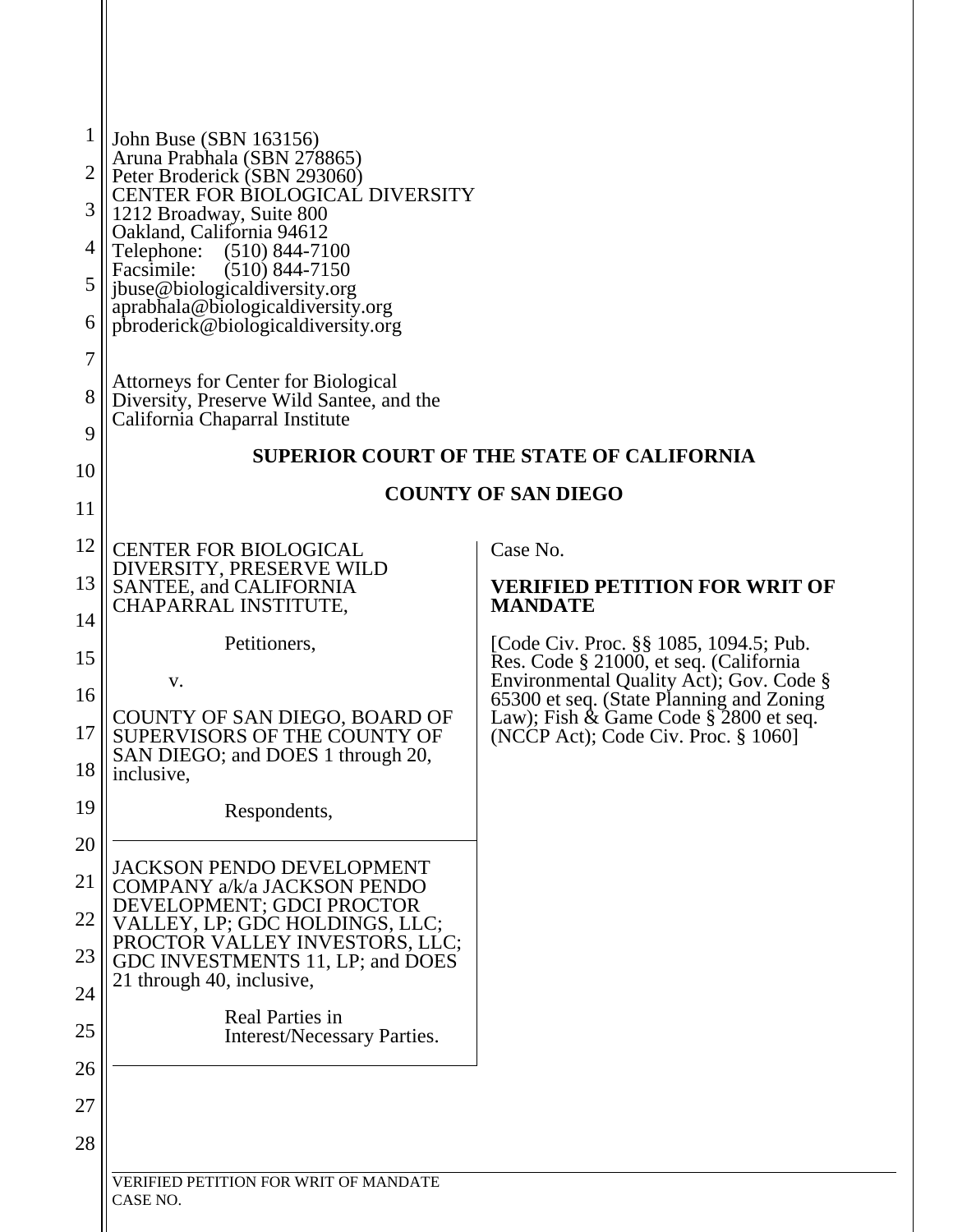John Buse (SBN 163156)
Aruna Prabhala (SBN 278865)
Peter Broderick (SBN 293060)
CENTER FOR BIOLOGICAL DIVERSITY
1212 Broadway, Suite 800
Oakland, California 94612
Telephone: (510) 844-7100
Facsimile: (510) 844-7150
jbuse@biologicaldiversity.org
aprabhala@biologicaldiversity.org
pbroderick@biologicaldiversity.org

Attorneys for Center for Biological Diversity, Preserve Wild Santee, and the California Chaparral Institute

**SUPERIOR COURT OF THE STATE OF CALIFORNIA**

**COUNTY OF SAN DIEGO**

CENTER FOR BIOLOGICAL DIVERSITY, PRESERVE WILD SANTEE, and CALIFORNIA CHAPARRAL INSTITUTE,

Petitioners,

v.

COUNTY OF SAN DIEGO, BOARD OF SUPERVISORS OF THE COUNTY OF SAN DIEGO; and DOES 1 through 20, inclusive,

Respondents,

JACKSON PENDO DEVELOPMENT COMPANY a/k/a JACKSON PENDO DEVELOPMENT; GDCI PROCTOR VALLEY, LP; GDC HOLDINGS, LLC; PROCTOR VALLEY INVESTORS, LLC; GDC INVESTMENTS 11, LP; and DOES 21 through 40, inclusive,

Real Parties in Interest/Necessary Parties.

Case No.

**VERIFIED PETITION FOR WRIT OF MANDATE**

[Code Civ. Proc. §§ 1085, 1094.5; Pub. Res. Code § 21000, et seq. (California Environmental Quality Act); Gov. Code § 65300 et seq. (State Planning and Zoning Law); Fish & Game Code § 2800 et seq. (NCCP Act); Code Civ. Proc. § 1060]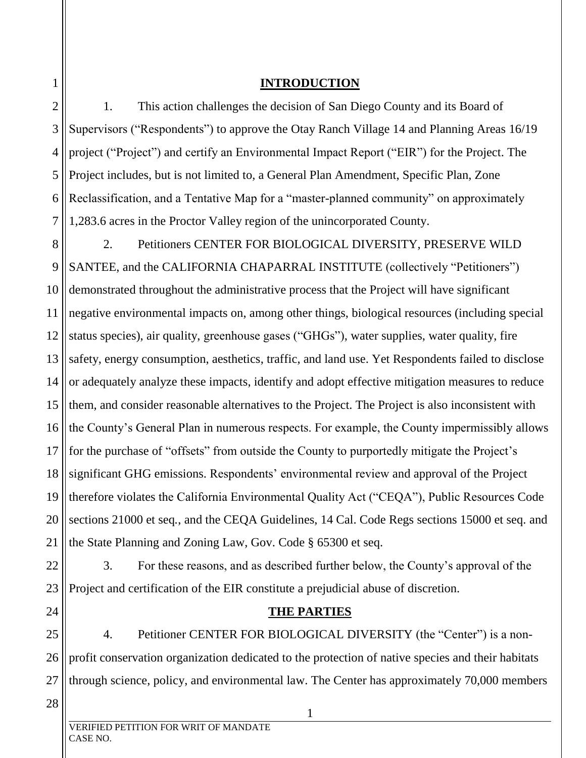## INTRODUCTION

1. This action challenges the decision of San Diego County and its Board of Supervisors ("Respondents") to approve the Otay Ranch Village 14 and Planning Areas 16/19 project ("Project") and certify an Environmental Impact Report ("EIR") for the Project. The Project includes, but is not limited to, a General Plan Amendment, Specific Plan, Zone Reclassification, and a Tentative Map for a "master-planned community" on approximately 1,283.6 acres in the Proctor Valley region of the unincorporated County.

2. Petitioners CENTER FOR BIOLOGICAL DIVERSITY, PRESERVE WILD SANTEE, and the CALIFORNIA CHAPARRAL INSTITUTE (collectively "Petitioners") demonstrated throughout the administrative process that the Project will have significant negative environmental impacts on, among other things, biological resources (including special status species), air quality, greenhouse gases ("GHGs"), water supplies, water quality, fire safety, energy consumption, aesthetics, traffic, and land use. Yet Respondents failed to disclose or adequately analyze these impacts, identify and adopt effective mitigation measures to reduce them, and consider reasonable alternatives to the Project. The Project is also inconsistent with the County's General Plan in numerous respects. For example, the County impermissibly allows for the purchase of "offsets" from outside the County to purportedly mitigate the Project's significant GHG emissions. Respondents' environmental review and approval of the Project therefore violates the California Environmental Quality Act ("CEQA"), Public Resources Code sections 21000 et seq., and the CEQA Guidelines, 14 Cal. Code Regs sections 15000 et seq. and the State Planning and Zoning Law, Gov. Code § 65300 et seq.

3. For these reasons, and as described further below, the County's approval of the Project and certification of the EIR constitute a prejudicial abuse of discretion.

## THE PARTIES

4. Petitioner CENTER FOR BIOLOGICAL DIVERSITY (the "Center") is a non-profit conservation organization dedicated to the protection of native species and their habitats through science, policy, and environmental law. The Center has approximately 70,000 members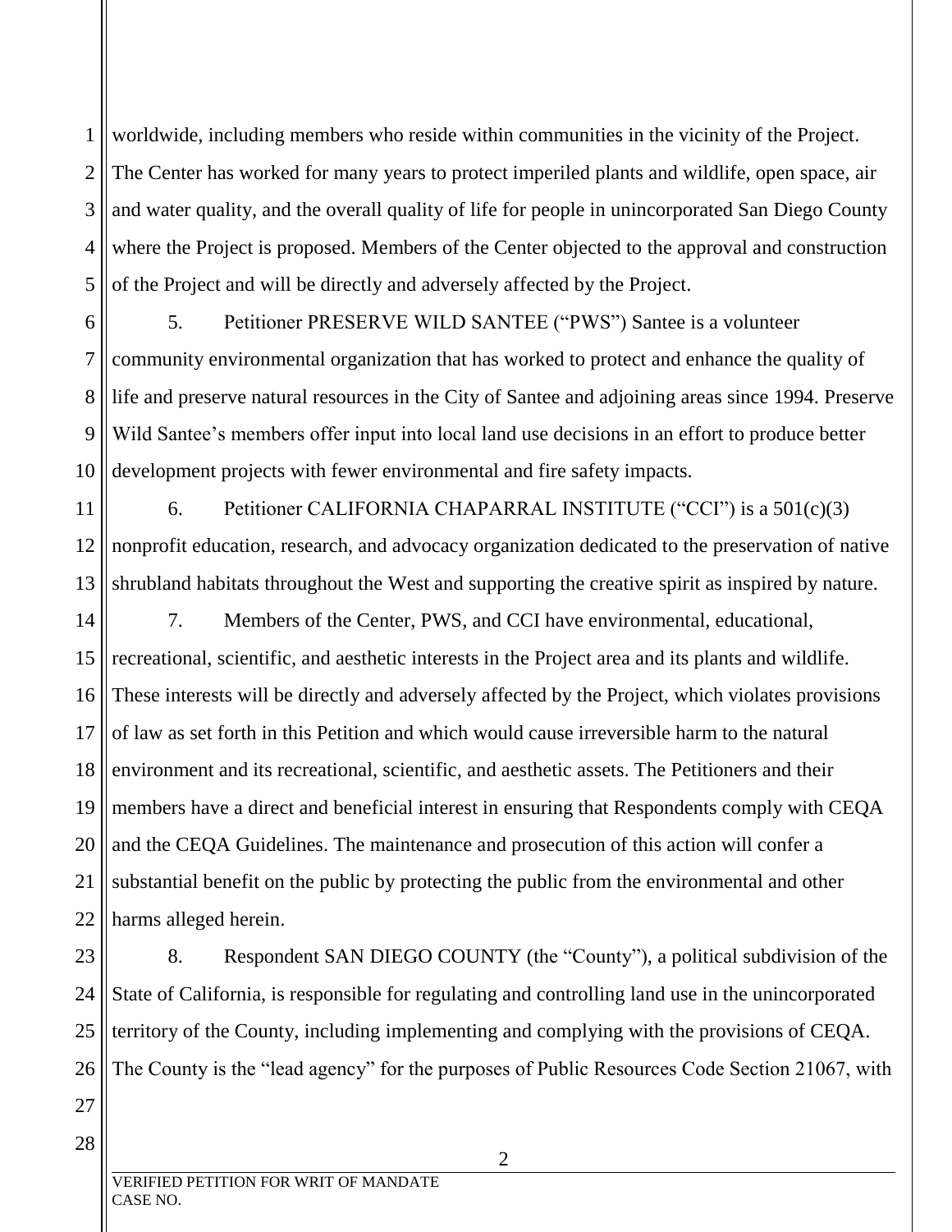worldwide, including members who reside within communities in the vicinity of the Project. The Center has worked for many years to protect imperiled plants and wildlife, open space, air and water quality, and the overall quality of life for people in unincorporated San Diego County where the Project is proposed. Members of the Center objected to the approval and construction of the Project and will be directly and adversely affected by the Project.

5. Petitioner PRESERVE WILD SANTEE ("PWS") Santee is a volunteer community environmental organization that has worked to protect and enhance the quality of life and preserve natural resources in the City of Santee and adjoining areas since 1994. Preserve Wild Santee's members offer input into local land use decisions in an effort to produce better development projects with fewer environmental and fire safety impacts.

6. Petitioner CALIFORNIA CHAPARRAL INSTITUTE ("CCI") is a 501(c)(3) nonprofit education, research, and advocacy organization dedicated to the preservation of native shrubland habitats throughout the West and supporting the creative spirit as inspired by nature.

7. Members of the Center, PWS, and CCI have environmental, educational, recreational, scientific, and aesthetic interests in the Project area and its plants and wildlife. These interests will be directly and adversely affected by the Project, which violates provisions of law as set forth in this Petition and which would cause irreversible harm to the natural environment and its recreational, scientific, and aesthetic assets. The Petitioners and their members have a direct and beneficial interest in ensuring that Respondents comply with CEQA and the CEQA Guidelines. The maintenance and prosecution of this action will confer a substantial benefit on the public by protecting the public from the environmental and other harms alleged herein.

8. Respondent SAN DIEGO COUNTY (the "County"), a political subdivision of the State of California, is responsible for regulating and controlling land use in the unincorporated territory of the County, including implementing and complying with the provisions of CEQA. The County is the "lead agency" for the purposes of Public Resources Code Section 21067, with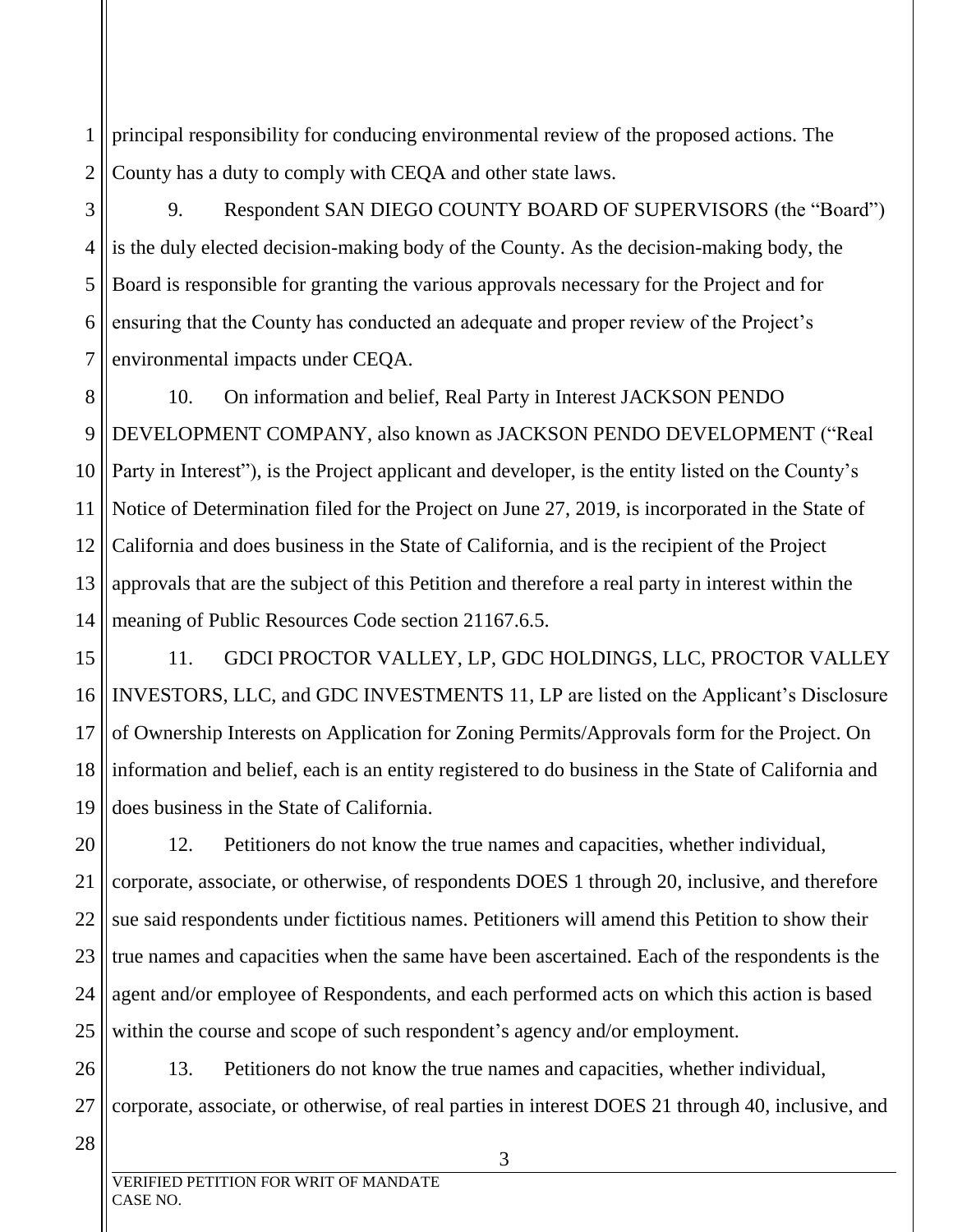principal responsibility for conducing environmental review of the proposed actions. The County has a duty to comply with CEQA and other state laws.

9. Respondent SAN DIEGO COUNTY BOARD OF SUPERVISORS (the "Board") is the duly elected decision-making body of the County. As the decision-making body, the Board is responsible for granting the various approvals necessary for the Project and for ensuring that the County has conducted an adequate and proper review of the Project's environmental impacts under CEQA.

10. On information and belief, Real Party in Interest JACKSON PENDO DEVELOPMENT COMPANY, also known as JACKSON PENDO DEVELOPMENT ("Real Party in Interest"), is the Project applicant and developer, is the entity listed on the County's Notice of Determination filed for the Project on June 27, 2019, is incorporated in the State of California and does business in the State of California, and is the recipient of the Project approvals that are the subject of this Petition and therefore a real party in interest within the meaning of Public Resources Code section 21167.6.5.

11. GDCI PROCTOR VALLEY, LP, GDC HOLDINGS, LLC, PROCTOR VALLEY INVESTORS, LLC, and GDC INVESTMENTS 11, LP are listed on the Applicant's Disclosure of Ownership Interests on Application for Zoning Permits/Approvals form for the Project. On information and belief, each is an entity registered to do business in the State of California and does business in the State of California.

12. Petitioners do not know the true names and capacities, whether individual, corporate, associate, or otherwise, of respondents DOES 1 through 20, inclusive, and therefore sue said respondents under fictitious names. Petitioners will amend this Petition to show their true names and capacities when the same have been ascertained. Each of the respondents is the agent and/or employee of Respondents, and each performed acts on which this action is based within the course and scope of such respondent's agency and/or employment.

13. Petitioners do not know the true names and capacities, whether individual, corporate, associate, or otherwise, of real parties in interest DOES 21 through 40, inclusive, and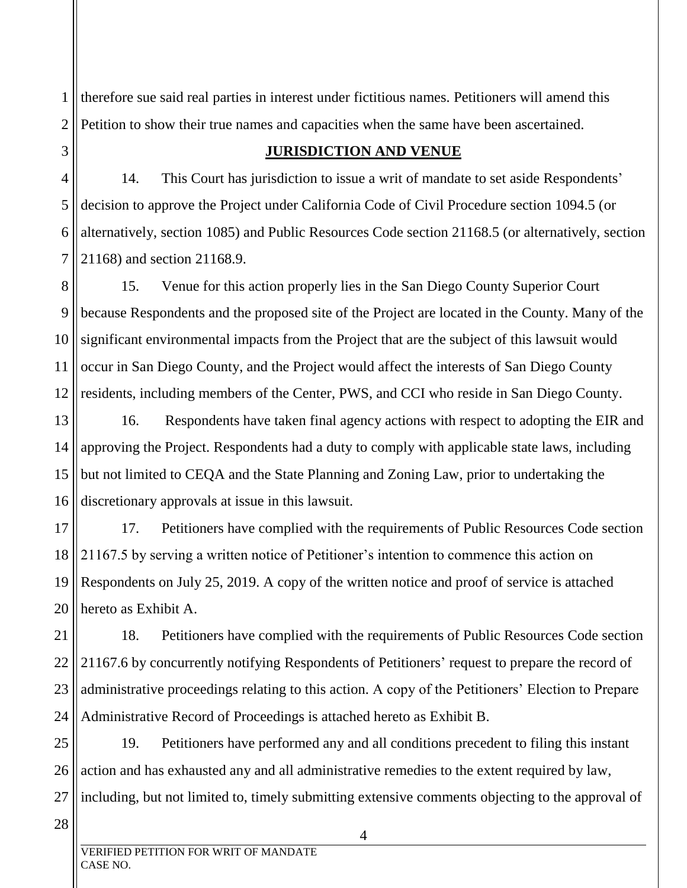therefore sue said real parties in interest under fictitious names. Petitioners will amend this Petition to show their true names and capacities when the same have been ascertained.

## JURISDICTION AND VENUE

14. This Court has jurisdiction to issue a writ of mandate to set aside Respondents' decision to approve the Project under California Code of Civil Procedure section 1094.5 (or alternatively, section 1085) and Public Resources Code section 21168.5 (or alternatively, section 21168) and section 21168.9.

15. Venue for this action properly lies in the San Diego County Superior Court because Respondents and the proposed site of the Project are located in the County. Many of the significant environmental impacts from the Project that are the subject of this lawsuit would occur in San Diego County, and the Project would affect the interests of San Diego County residents, including members of the Center, PWS, and CCI who reside in San Diego County.

16. Respondents have taken final agency actions with respect to adopting the EIR and approving the Project. Respondents had a duty to comply with applicable state laws, including but not limited to CEQA and the State Planning and Zoning Law, prior to undertaking the discretionary approvals at issue in this lawsuit.

17. Petitioners have complied with the requirements of Public Resources Code section 21167.5 by serving a written notice of Petitioner's intention to commence this action on Respondents on July 25, 2019. A copy of the written notice and proof of service is attached hereto as Exhibit A.

18. Petitioners have complied with the requirements of Public Resources Code section 21167.6 by concurrently notifying Respondents of Petitioners' request to prepare the record of administrative proceedings relating to this action. A copy of the Petitioners' Election to Prepare Administrative Record of Proceedings is attached hereto as Exhibit B.

19. Petitioners have performed any and all conditions precedent to filing this instant action and has exhausted any and all administrative remedies to the extent required by law, including, but not limited to, timely submitting extensive comments objecting to the approval of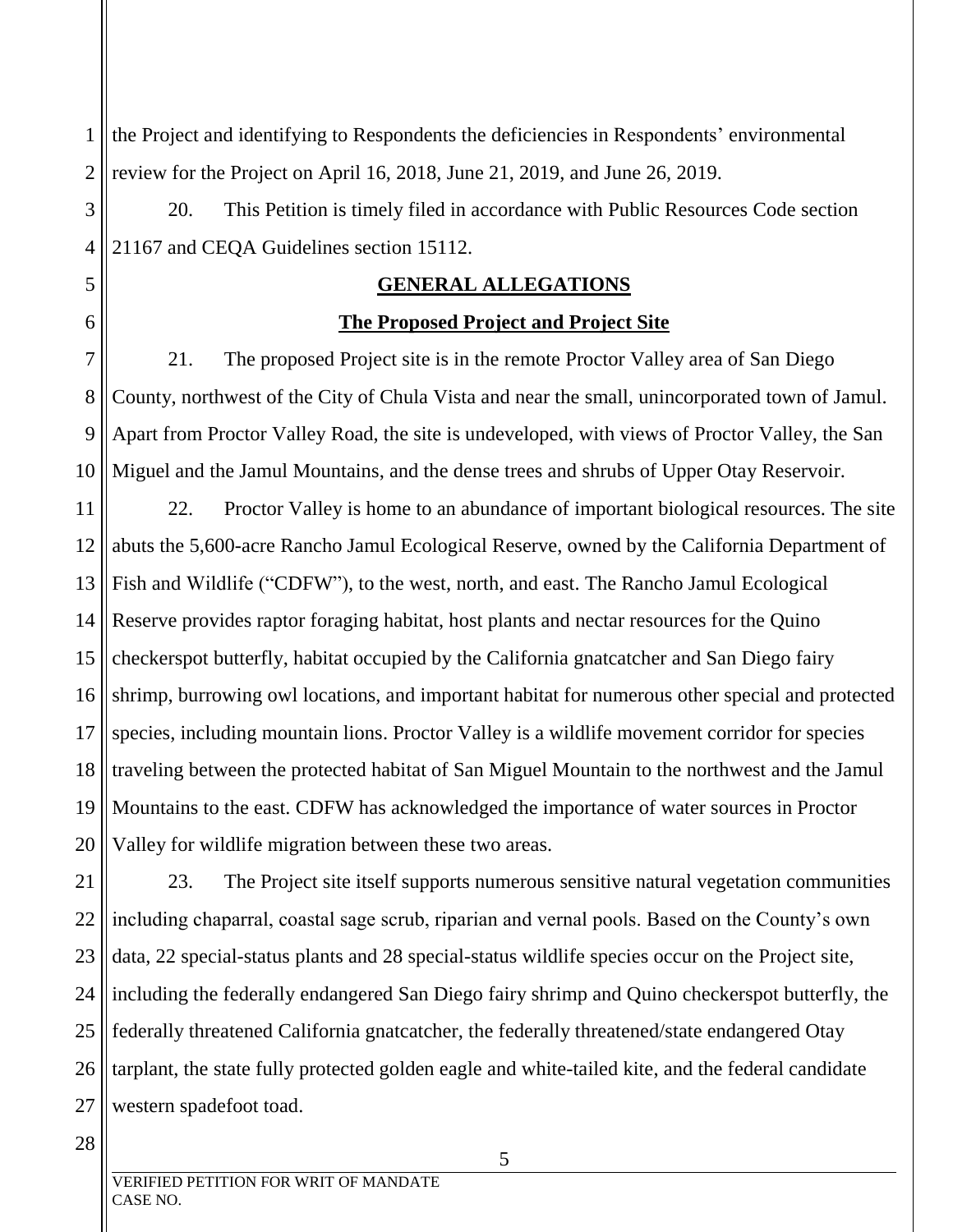the Project and identifying to Respondents the deficiencies in Respondents' environmental review for the Project on April 16, 2018, June 21, 2019, and June 26, 2019.

20. This Petition is timely filed in accordance with Public Resources Code section 21167 and CEQA Guidelines section 15112.

## GENERAL ALLEGATIONS

### The Proposed Project and Project Site

21. The proposed Project site is in the remote Proctor Valley area of San Diego County, northwest of the City of Chula Vista and near the small, unincorporated town of Jamul. Apart from Proctor Valley Road, the site is undeveloped, with views of Proctor Valley, the San Miguel and the Jamul Mountains, and the dense trees and shrubs of Upper Otay Reservoir.

22. Proctor Valley is home to an abundance of important biological resources. The site abuts the 5,600-acre Rancho Jamul Ecological Reserve, owned by the California Department of Fish and Wildlife ("CDFW"), to the west, north, and east. The Rancho Jamul Ecological Reserve provides raptor foraging habitat, host plants and nectar resources for the Quino checkerspot butterfly, habitat occupied by the California gnatcatcher and San Diego fairy shrimp, burrowing owl locations, and important habitat for numerous other special and protected species, including mountain lions. Proctor Valley is a wildlife movement corridor for species traveling between the protected habitat of San Miguel Mountain to the northwest and the Jamul Mountains to the east. CDFW has acknowledged the importance of water sources in Proctor Valley for wildlife migration between these two areas.

23. The Project site itself supports numerous sensitive natural vegetation communities including chaparral, coastal sage scrub, riparian and vernal pools. Based on the County's own data, 22 special-status plants and 28 special-status wildlife species occur on the Project site, including the federally endangered San Diego fairy shrimp and Quino checkerspot butterfly, the federally threatened California gnatcatcher, the federally threatened/state endangered Otay tarplant, the state fully protected golden eagle and white-tailed kite, and the federal candidate western spadefoot toad.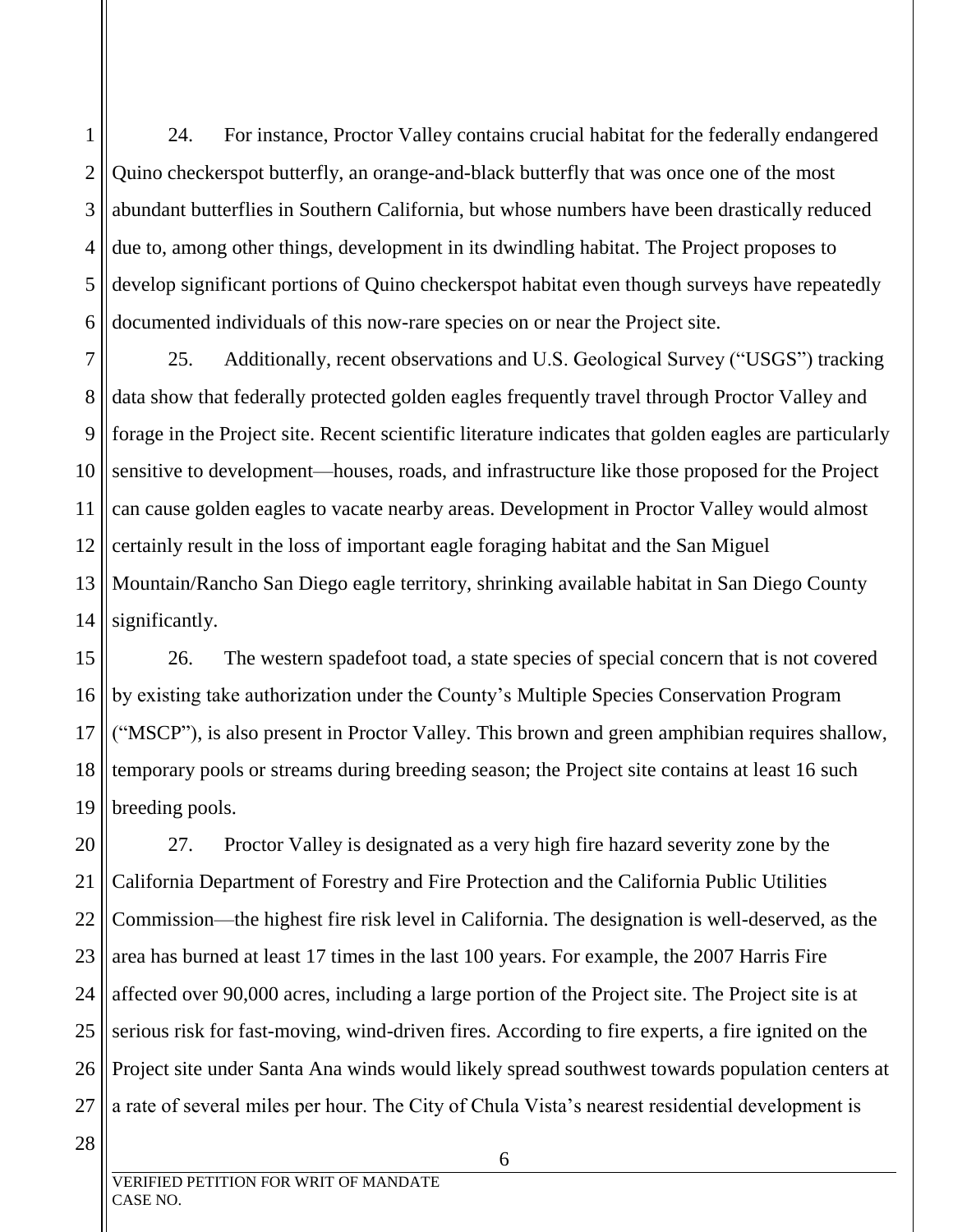24. For instance, Proctor Valley contains crucial habitat for the federally endangered Quino checkerspot butterfly, an orange-and-black butterfly that was once one of the most abundant butterflies in Southern California, but whose numbers have been drastically reduced due to, among other things, development in its dwindling habitat. The Project proposes to develop significant portions of Quino checkerspot habitat even though surveys have repeatedly documented individuals of this now-rare species on or near the Project site.

25. Additionally, recent observations and U.S. Geological Survey ("USGS") tracking data show that federally protected golden eagles frequently travel through Proctor Valley and forage in the Project site. Recent scientific literature indicates that golden eagles are particularly sensitive to development—houses, roads, and infrastructure like those proposed for the Project can cause golden eagles to vacate nearby areas. Development in Proctor Valley would almost certainly result in the loss of important eagle foraging habitat and the San Miguel Mountain/Rancho San Diego eagle territory, shrinking available habitat in San Diego County significantly.

26. The western spadefoot toad, a state species of special concern that is not covered by existing take authorization under the County's Multiple Species Conservation Program ("MSCP"), is also present in Proctor Valley. This brown and green amphibian requires shallow, temporary pools or streams during breeding season; the Project site contains at least 16 such breeding pools.

27. Proctor Valley is designated as a very high fire hazard severity zone by the California Department of Forestry and Fire Protection and the California Public Utilities Commission—the highest fire risk level in California. The designation is well-deserved, as the area has burned at least 17 times in the last 100 years. For example, the 2007 Harris Fire affected over 90,000 acres, including a large portion of the Project site. The Project site is at serious risk for fast-moving, wind-driven fires. According to fire experts, a fire ignited on the Project site under Santa Ana winds would likely spread southwest towards population centers at a rate of several miles per hour. The City of Chula Vista's nearest residential development is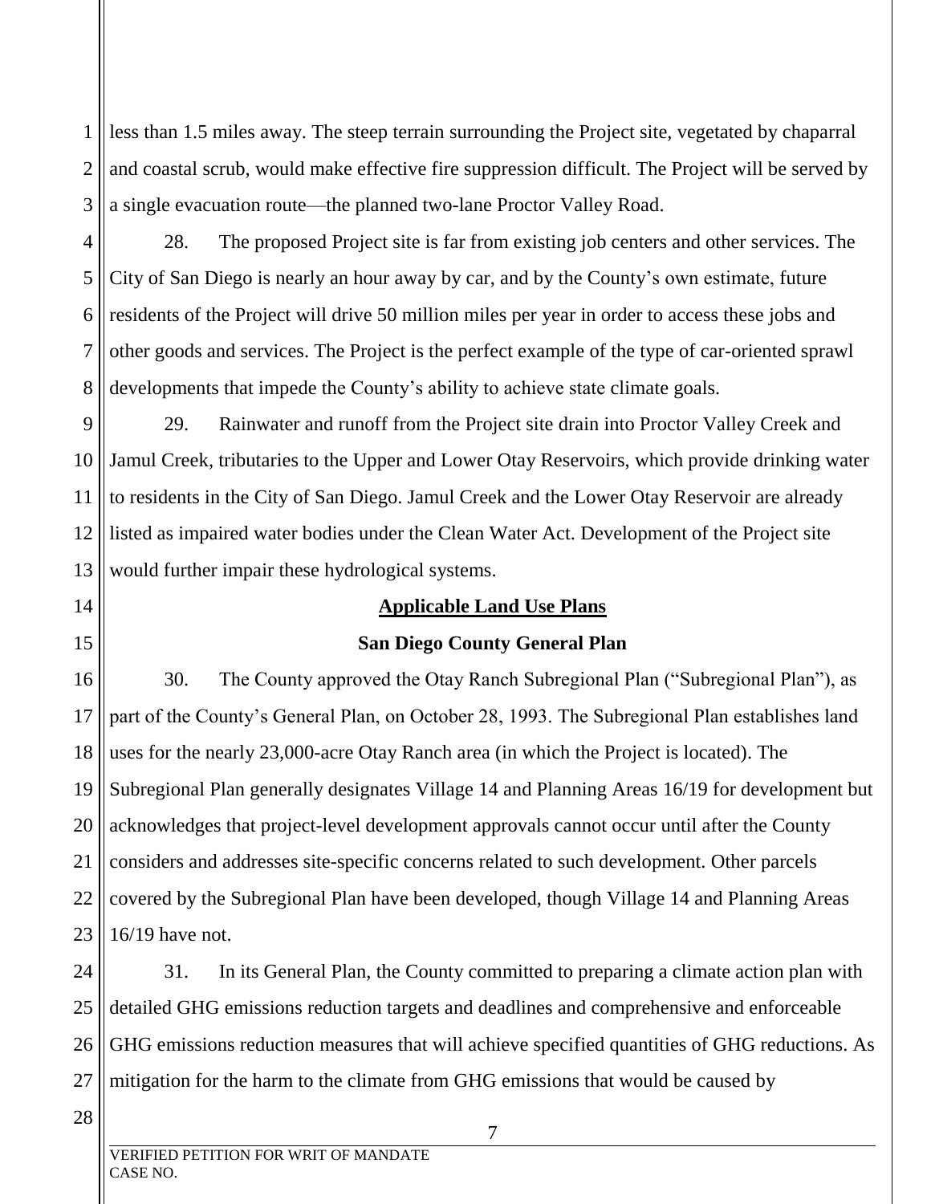less than 1.5 miles away. The steep terrain surrounding the Project site, vegetated by chaparral and coastal scrub, would make effective fire suppression difficult. The Project will be served by a single evacuation route—the planned two-lane Proctor Valley Road.

28. The proposed Project site is far from existing job centers and other services. The City of San Diego is nearly an hour away by car, and by the County's own estimate, future residents of the Project will drive 50 million miles per year in order to access these jobs and other goods and services. The Project is the perfect example of the type of car-oriented sprawl developments that impede the County's ability to achieve state climate goals.

29. Rainwater and runoff from the Project site drain into Proctor Valley Creek and Jamul Creek, tributaries to the Upper and Lower Otay Reservoirs, which provide drinking water to residents in the City of San Diego. Jamul Creek and the Lower Otay Reservoir are already listed as impaired water bodies under the Clean Water Act. Development of the Project site would further impair these hydrological systems.

## Applicable Land Use Plans

### San Diego County General Plan

30. The County approved the Otay Ranch Subregional Plan ("Subregional Plan"), as part of the County's General Plan, on October 28, 1993. The Subregional Plan establishes land uses for the nearly 23,000-acre Otay Ranch area (in which the Project is located). The Subregional Plan generally designates Village 14 and Planning Areas 16/19 for development but acknowledges that project-level development approvals cannot occur until after the County considers and addresses site-specific concerns related to such development. Other parcels covered by the Subregional Plan have been developed, though Village 14 and Planning Areas 16/19 have not.

31. In its General Plan, the County committed to preparing a climate action plan with detailed GHG emissions reduction targets and deadlines and comprehensive and enforceable GHG emissions reduction measures that will achieve specified quantities of GHG reductions. As mitigation for the harm to the climate from GHG emissions that would be caused by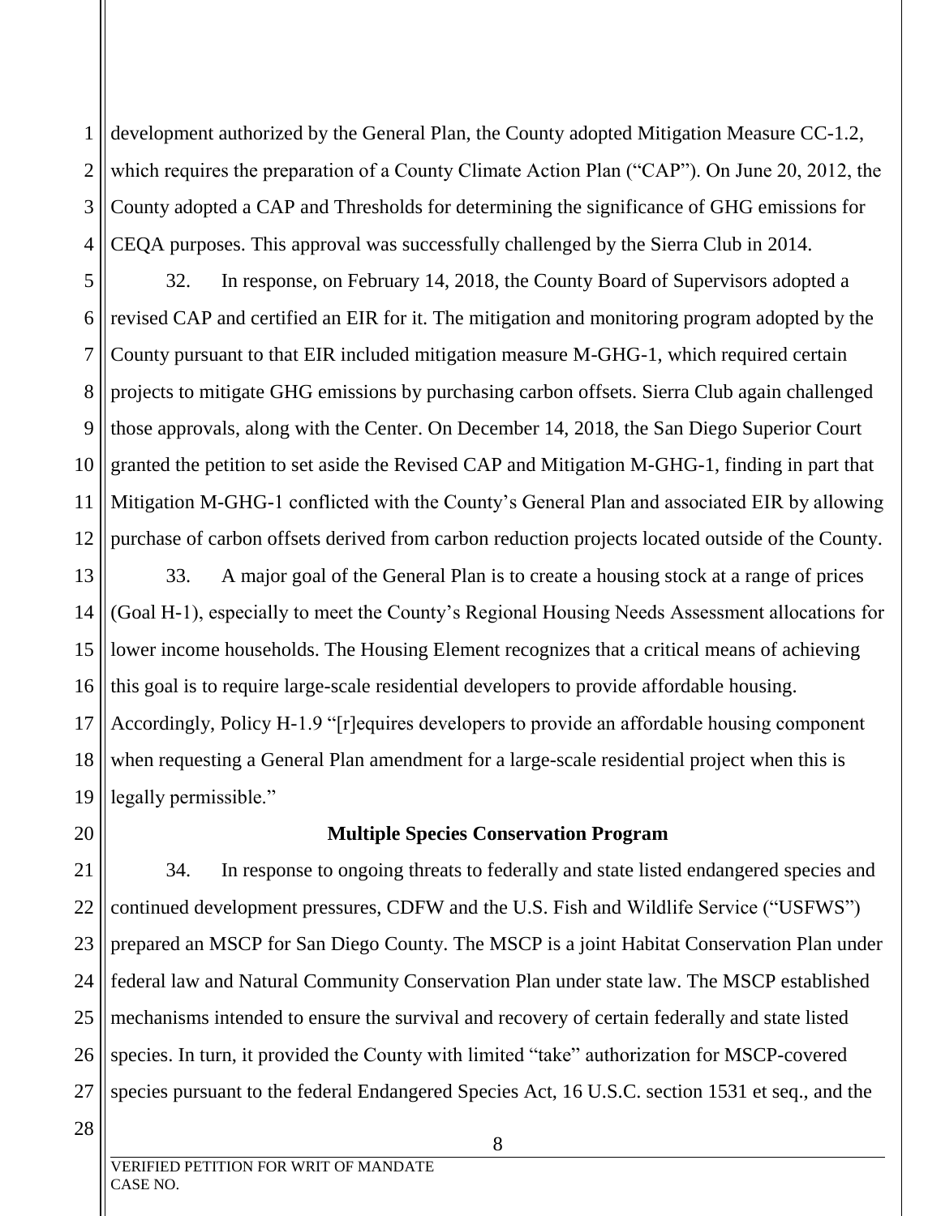development authorized by the General Plan, the County adopted Mitigation Measure CC-1.2, which requires the preparation of a County Climate Action Plan ("CAP"). On June 20, 2012, the County adopted a CAP and Thresholds for determining the significance of GHG emissions for CEQA purposes. This approval was successfully challenged by the Sierra Club in 2014.

32. In response, on February 14, 2018, the County Board of Supervisors adopted a revised CAP and certified an EIR for it. The mitigation and monitoring program adopted by the County pursuant to that EIR included mitigation measure M-GHG-1, which required certain projects to mitigate GHG emissions by purchasing carbon offsets. Sierra Club again challenged those approvals, along with the Center. On December 14, 2018, the San Diego Superior Court granted the petition to set aside the Revised CAP and Mitigation M-GHG-1, finding in part that Mitigation M-GHG-1 conflicted with the County's General Plan and associated EIR by allowing purchase of carbon offsets derived from carbon reduction projects located outside of the County.

33. A major goal of the General Plan is to create a housing stock at a range of prices (Goal H-1), especially to meet the County's Regional Housing Needs Assessment allocations for lower income households. The Housing Element recognizes that a critical means of achieving this goal is to require large-scale residential developers to provide affordable housing. Accordingly, Policy H-1.9 "[r]equires developers to provide an affordable housing component when requesting a General Plan amendment for a large-scale residential project when this is legally permissible."

**Multiple Species Conservation Program**

34. In response to ongoing threats to federally and state listed endangered species and continued development pressures, CDFW and the U.S. Fish and Wildlife Service ("USFWS") prepared an MSCP for San Diego County. The MSCP is a joint Habitat Conservation Plan under federal law and Natural Community Conservation Plan under state law. The MSCP established mechanisms intended to ensure the survival and recovery of certain federally and state listed species. In turn, it provided the County with limited "take" authorization for MSCP-covered species pursuant to the federal Endangered Species Act, 16 U.S.C. section 1531 et seq., and the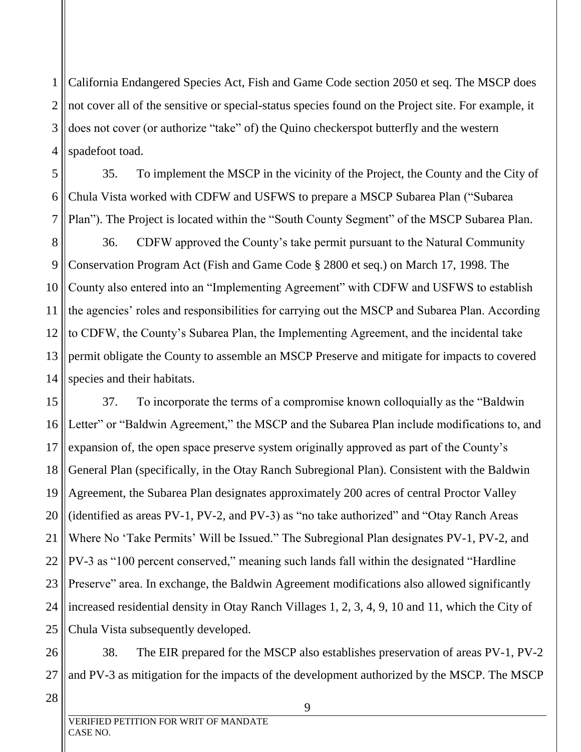California Endangered Species Act, Fish and Game Code section 2050 et seq. The MSCP does not cover all of the sensitive or special-status species found on the Project site. For example, it does not cover (or authorize "take" of) the Quino checkerspot butterfly and the western spadefoot toad.

35. To implement the MSCP in the vicinity of the Project, the County and the City of Chula Vista worked with CDFW and USFWS to prepare a MSCP Subarea Plan ("Subarea Plan"). The Project is located within the "South County Segment" of the MSCP Subarea Plan.

36. CDFW approved the County's take permit pursuant to the Natural Community Conservation Program Act (Fish and Game Code § 2800 et seq.) on March 17, 1998. The County also entered into an "Implementing Agreement" with CDFW and USFWS to establish the agencies' roles and responsibilities for carrying out the MSCP and Subarea Plan. According to CDFW, the County's Subarea Plan, the Implementing Agreement, and the incidental take permit obligate the County to assemble an MSCP Preserve and mitigate for impacts to covered species and their habitats.

37. To incorporate the terms of a compromise known colloquially as the "Baldwin Letter" or "Baldwin Agreement," the MSCP and the Subarea Plan include modifications to, and expansion of, the open space preserve system originally approved as part of the County's General Plan (specifically, in the Otay Ranch Subregional Plan). Consistent with the Baldwin Agreement, the Subarea Plan designates approximately 200 acres of central Proctor Valley (identified as areas PV-1, PV-2, and PV-3) as "no take authorized" and "Otay Ranch Areas Where No 'Take Permits' Will be Issued." The Subregional Plan designates PV-1, PV-2, and PV-3 as "100 percent conserved," meaning such lands fall within the designated "Hardline Preserve" area. In exchange, the Baldwin Agreement modifications also allowed significantly increased residential density in Otay Ranch Villages 1, 2, 3, 4, 9, 10 and 11, which the City of Chula Vista subsequently developed.

38. The EIR prepared for the MSCP also establishes preservation of areas PV-1, PV-2 and PV-3 as mitigation for the impacts of the development authorized by the MSCP. The MSCP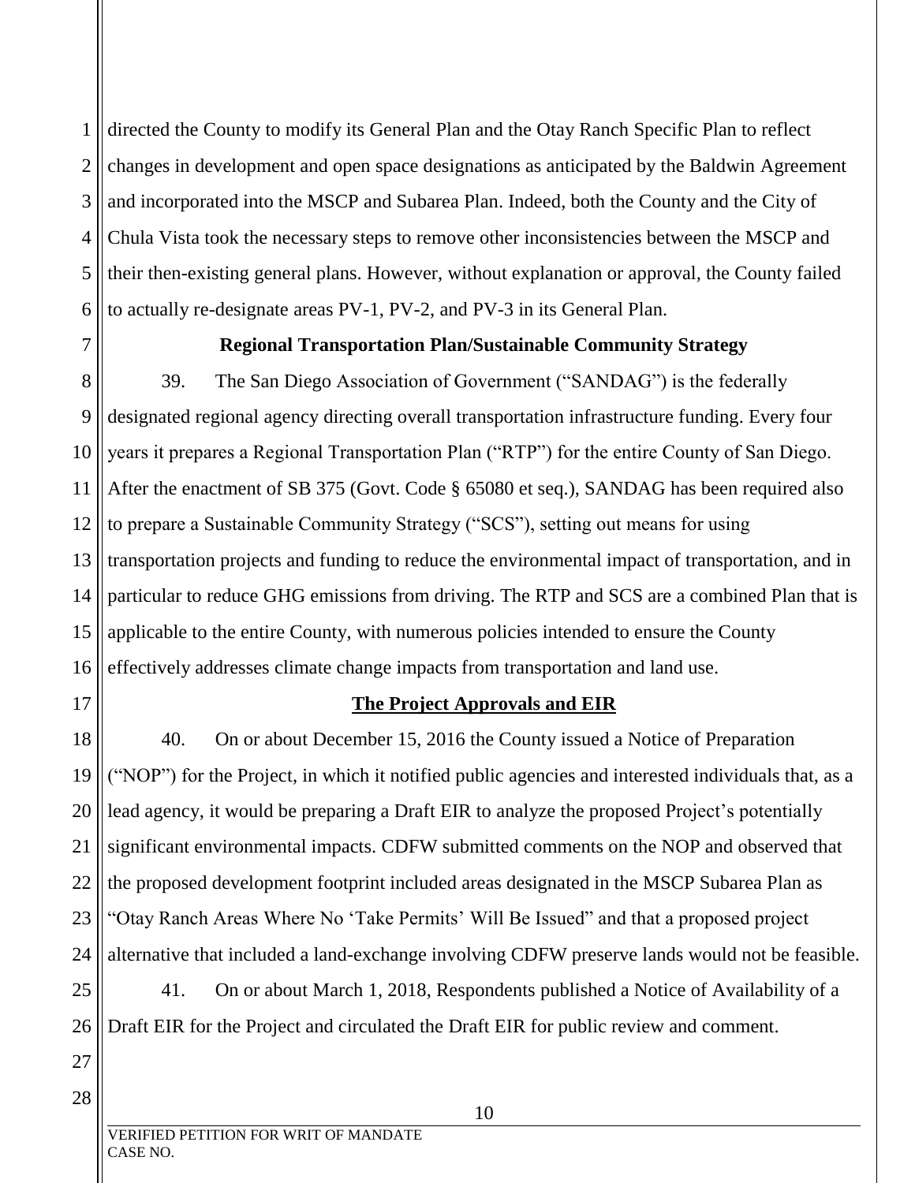directed the County to modify its General Plan and the Otay Ranch Specific Plan to reflect changes in development and open space designations as anticipated by the Baldwin Agreement and incorporated into the MSCP and Subarea Plan. Indeed, both the County and the City of Chula Vista took the necessary steps to remove other inconsistencies between the MSCP and their then-existing general plans. However, without explanation or approval, the County failed to actually re-designate areas PV-1, PV-2, and PV-3 in its General Plan.

**Regional Transportation Plan/Sustainable Community Strategy**

39. The San Diego Association of Government ("SANDAG") is the federally designated regional agency directing overall transportation infrastructure funding. Every four years it prepares a Regional Transportation Plan ("RTP") for the entire County of San Diego. After the enactment of SB 375 (Govt. Code § 65080 et seq.), SANDAG has been required also to prepare a Sustainable Community Strategy ("SCS"), setting out means for using transportation projects and funding to reduce the environmental impact of transportation, and in particular to reduce GHG emissions from driving. The RTP and SCS are a combined Plan that is applicable to the entire County, with numerous policies intended to ensure the County effectively addresses climate change impacts from transportation and land use.

**The Project Approvals and EIR**

40. On or about December 15, 2016 the County issued a Notice of Preparation ("NOP") for the Project, in which it notified public agencies and interested individuals that, as a lead agency, it would be preparing a Draft EIR to analyze the proposed Project's potentially significant environmental impacts. CDFW submitted comments on the NOP and observed that the proposed development footprint included areas designated in the MSCP Subarea Plan as "Otay Ranch Areas Where No 'Take Permits' Will Be Issued" and that a proposed project alternative that included a land-exchange involving CDFW preserve lands would not be feasible.

41. On or about March 1, 2018, Respondents published a Notice of Availability of a Draft EIR for the Project and circulated the Draft EIR for public review and comment.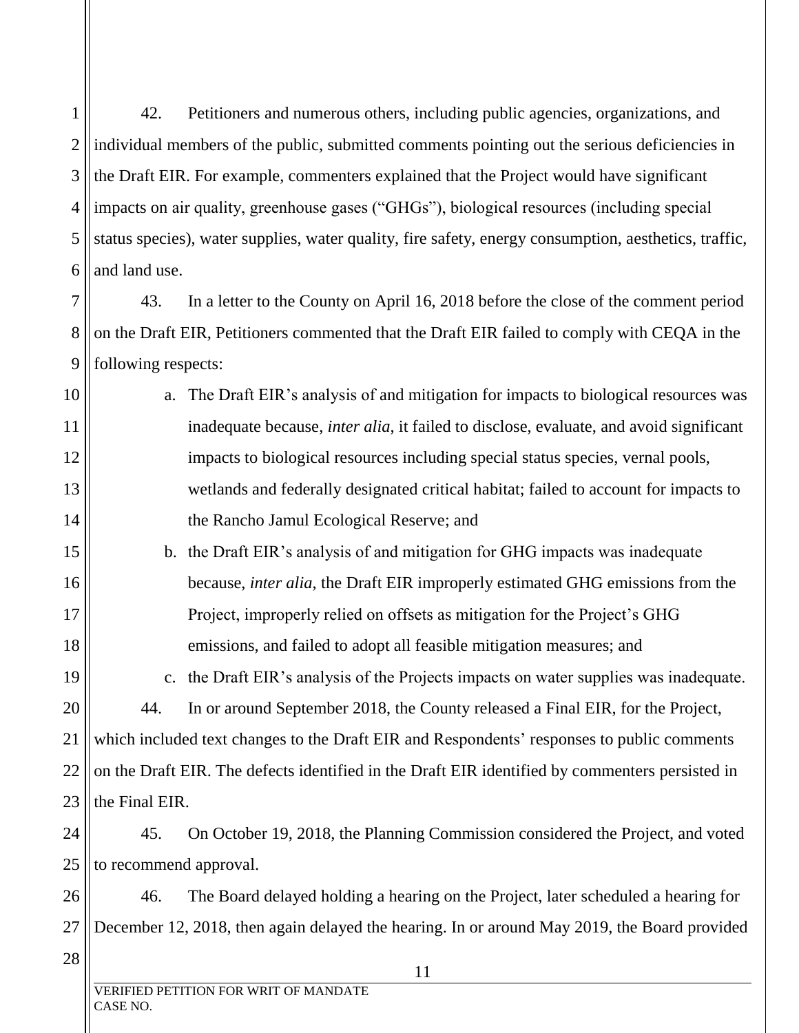42. Petitioners and numerous others, including public agencies, organizations, and individual members of the public, submitted comments pointing out the serious deficiencies in the Draft EIR. For example, commenters explained that the Project would have significant impacts on air quality, greenhouse gases ("GHGs"), biological resources (including special status species), water supplies, water quality, fire safety, energy consumption, aesthetics, traffic, and land use.

43. In a letter to the County on April 16, 2018 before the close of the comment period on the Draft EIR, Petitioners commented that the Draft EIR failed to comply with CEQA in the following respects:

a. The Draft EIR's analysis of and mitigation for impacts to biological resources was inadequate because, *inter alia*, it failed to disclose, evaluate, and avoid significant impacts to biological resources including special status species, vernal pools, wetlands and federally designated critical habitat; failed to account for impacts to the Rancho Jamul Ecological Reserve; and

b. the Draft EIR's analysis of and mitigation for GHG impacts was inadequate because, *inter alia*, the Draft EIR improperly estimated GHG emissions from the Project, improperly relied on offsets as mitigation for the Project's GHG emissions, and failed to adopt all feasible mitigation measures; and

c. the Draft EIR's analysis of the Projects impacts on water supplies was inadequate.

44. In or around September 2018, the County released a Final EIR, for the Project, which included text changes to the Draft EIR and Respondents' responses to public comments on the Draft EIR. The defects identified in the Draft EIR identified by commenters persisted in the Final EIR.

45. On October 19, 2018, the Planning Commission considered the Project, and voted to recommend approval.

46. The Board delayed holding a hearing on the Project, later scheduled a hearing for December 12, 2018, then again delayed the hearing. In or around May 2019, the Board provided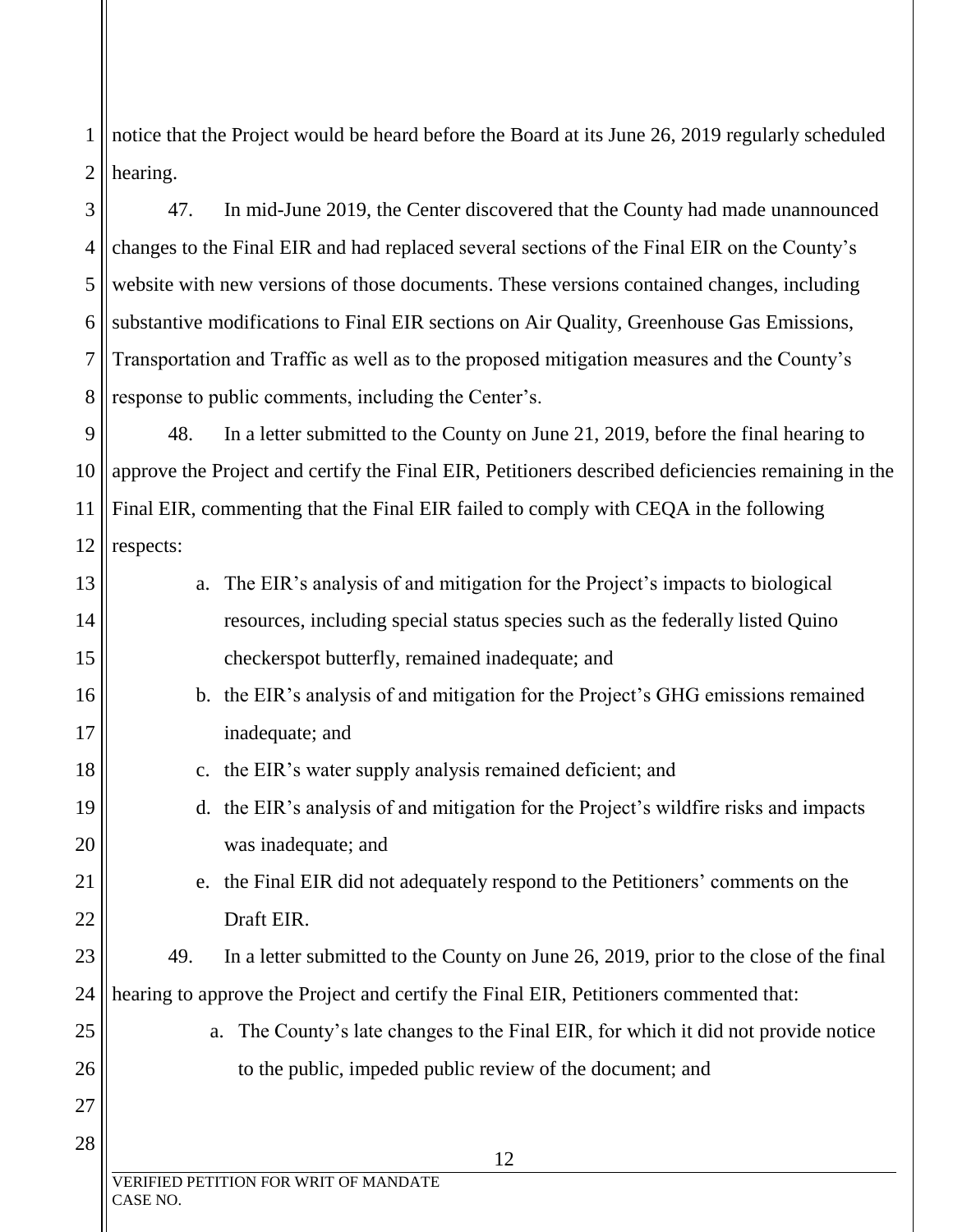notice that the Project would be heard before the Board at its June 26, 2019 regularly scheduled hearing.

47. In mid-June 2019, the Center discovered that the County had made unannounced changes to the Final EIR and had replaced several sections of the Final EIR on the County's website with new versions of those documents. These versions contained changes, including substantive modifications to Final EIR sections on Air Quality, Greenhouse Gas Emissions, Transportation and Traffic as well as to the proposed mitigation measures and the County's response to public comments, including the Center's.

48. In a letter submitted to the County on June 21, 2019, before the final hearing to approve the Project and certify the Final EIR, Petitioners described deficiencies remaining in the Final EIR, commenting that the Final EIR failed to comply with CEQA in the following respects:

a. The EIR's analysis of and mitigation for the Project's impacts to biological resources, including special status species such as the federally listed Quino checkerspot butterfly, remained inadequate; and

b. the EIR's analysis of and mitigation for the Project's GHG emissions remained inadequate; and

c. the EIR's water supply analysis remained deficient; and

d. the EIR's analysis of and mitigation for the Project's wildfire risks and impacts was inadequate; and

e. the Final EIR did not adequately respond to the Petitioners' comments on the Draft EIR.

49. In a letter submitted to the County on June 26, 2019, prior to the close of the final hearing to approve the Project and certify the Final EIR, Petitioners commented that:

a. The County's late changes to the Final EIR, for which it did not provide notice to the public, impeded public review of the document; and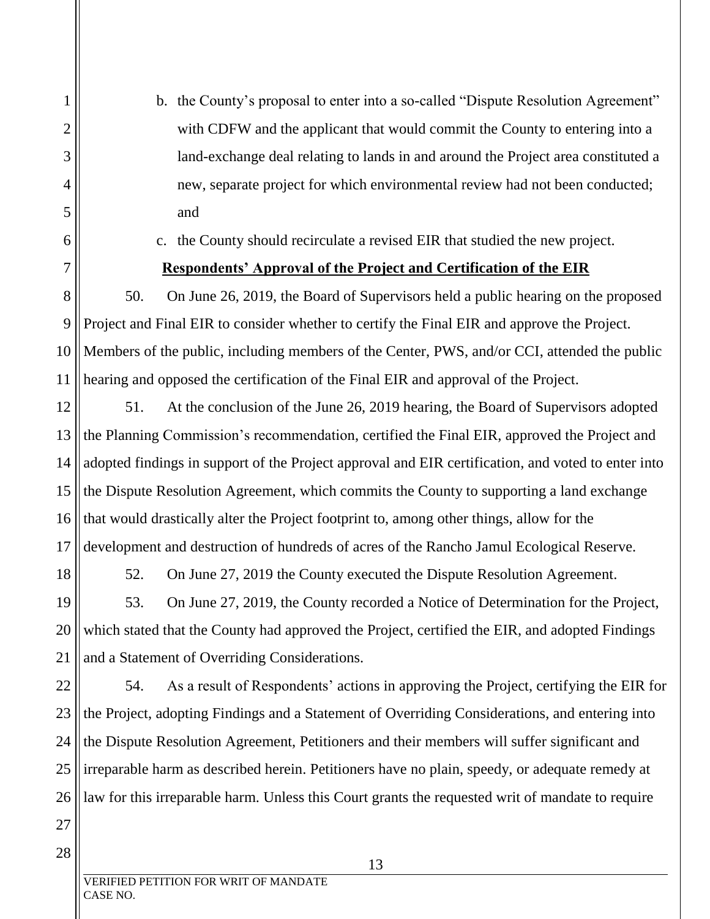b. the County's proposal to enter into a so-called "Dispute Resolution Agreement" with CDFW and the applicant that would commit the County to entering into a land-exchange deal relating to lands in and around the Project area constituted a new, separate project for which environmental review had not been conducted; and

c. the County should recirculate a revised EIR that studied the new project.

**Respondents' Approval of the Project and Certification of the EIR**

50. On June 26, 2019, the Board of Supervisors held a public hearing on the proposed Project and Final EIR to consider whether to certify the Final EIR and approve the Project. Members of the public, including members of the Center, PWS, and/or CCI, attended the public hearing and opposed the certification of the Final EIR and approval of the Project.

51. At the conclusion of the June 26, 2019 hearing, the Board of Supervisors adopted the Planning Commission's recommendation, certified the Final EIR, approved the Project and adopted findings in support of the Project approval and EIR certification, and voted to enter into the Dispute Resolution Agreement, which commits the County to supporting a land exchange that would drastically alter the Project footprint to, among other things, allow for the development and destruction of hundreds of acres of the Rancho Jamul Ecological Reserve.

52. On June 27, 2019 the County executed the Dispute Resolution Agreement.

53. On June 27, 2019, the County recorded a Notice of Determination for the Project, which stated that the County had approved the Project, certified the EIR, and adopted Findings and a Statement of Overriding Considerations.

54. As a result of Respondents' actions in approving the Project, certifying the EIR for the Project, adopting Findings and a Statement of Overriding Considerations, and entering into the Dispute Resolution Agreement, Petitioners and their members will suffer significant and irreparable harm as described herein. Petitioners have no plain, speedy, or adequate remedy at law for this irreparable harm. Unless this Court grants the requested writ of mandate to require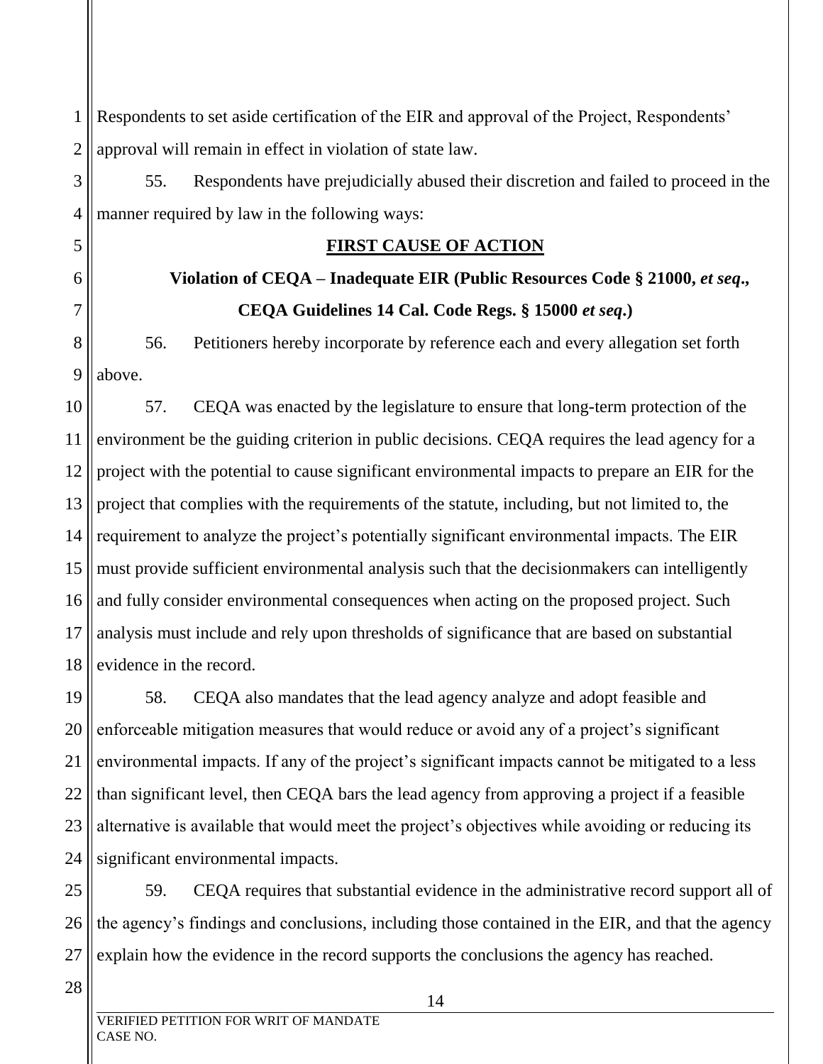Respondents to set aside certification of the EIR and approval of the Project, Respondents' approval will remain in effect in violation of state law.

55. Respondents have prejudicially abused their discretion and failed to proceed in the manner required by law in the following ways:

## FIRST CAUSE OF ACTION

### Violation of CEQA – Inadequate EIR (Public Resources Code § 21000, *et seq*., CEQA Guidelines 14 Cal. Code Regs. § 15000 *et seq*.)

56. Petitioners hereby incorporate by reference each and every allegation set forth above.

57. CEQA was enacted by the legislature to ensure that long-term protection of the environment be the guiding criterion in public decisions. CEQA requires the lead agency for a project with the potential to cause significant environmental impacts to prepare an EIR for the project that complies with the requirements of the statute, including, but not limited to, the requirement to analyze the project's potentially significant environmental impacts. The EIR must provide sufficient environmental analysis such that the decisionmakers can intelligently and fully consider environmental consequences when acting on the proposed project. Such analysis must include and rely upon thresholds of significance that are based on substantial evidence in the record.

58. CEQA also mandates that the lead agency analyze and adopt feasible and enforceable mitigation measures that would reduce or avoid any of a project's significant environmental impacts. If any of the project's significant impacts cannot be mitigated to a less than significant level, then CEQA bars the lead agency from approving a project if a feasible alternative is available that would meet the project's objectives while avoiding or reducing its significant environmental impacts.

59. CEQA requires that substantial evidence in the administrative record support all of the agency's findings and conclusions, including those contained in the EIR, and that the agency explain how the evidence in the record supports the conclusions the agency has reached.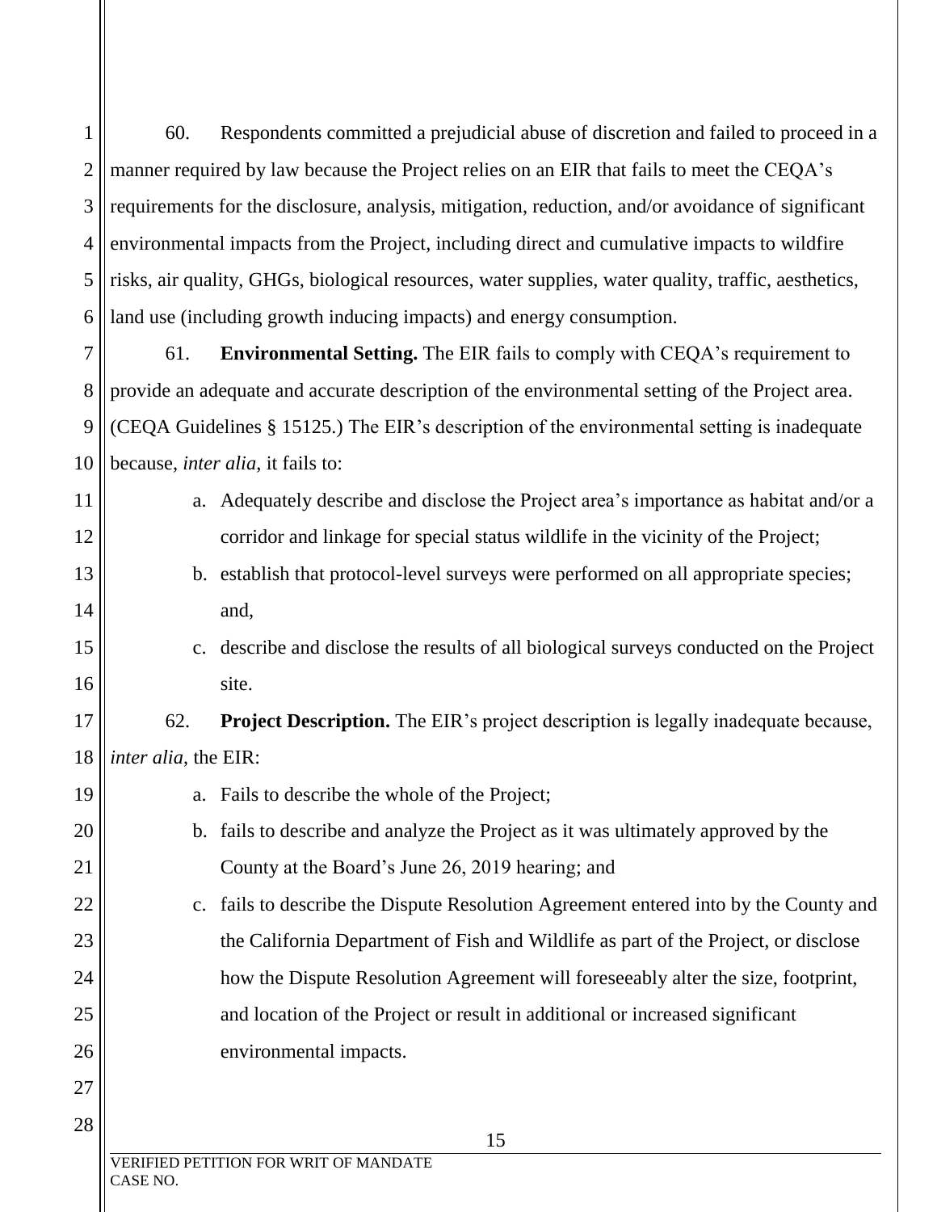60. Respondents committed a prejudicial abuse of discretion and failed to proceed in a manner required by law because the Project relies on an EIR that fails to meet the CEQA's requirements for the disclosure, analysis, mitigation, reduction, and/or avoidance of significant environmental impacts from the Project, including direct and cumulative impacts to wildfire risks, air quality, GHGs, biological resources, water supplies, water quality, traffic, aesthetics, land use (including growth inducing impacts) and energy consumption.

61. **Environmental Setting.** The EIR fails to comply with CEQA's requirement to provide an adequate and accurate description of the environmental setting of the Project area. (CEQA Guidelines § 15125.) The EIR's description of the environmental setting is inadequate because, *inter alia*, it fails to:

a. Adequately describe and disclose the Project area's importance as habitat and/or a corridor and linkage for special status wildlife in the vicinity of the Project;

b. establish that protocol-level surveys were performed on all appropriate species; and,

c. describe and disclose the results of all biological surveys conducted on the Project site.

62. **Project Description.** The EIR's project description is legally inadequate because, *inter alia*, the EIR:

a. Fails to describe the whole of the Project;

b. fails to describe and analyze the Project as it was ultimately approved by the County at the Board's June 26, 2019 hearing; and

c. fails to describe the Dispute Resolution Agreement entered into by the County and the California Department of Fish and Wildlife as part of the Project, or disclose how the Dispute Resolution Agreement will foreseeably alter the size, footprint, and location of the Project or result in additional or increased significant environmental impacts.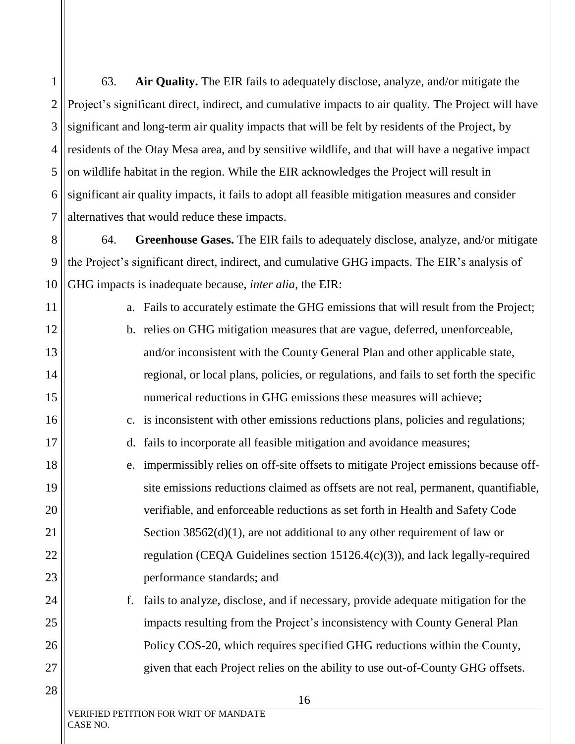63. **Air Quality.** The EIR fails to adequately disclose, analyze, and/or mitigate the Project's significant direct, indirect, and cumulative impacts to air quality. The Project will have significant and long-term air quality impacts that will be felt by residents of the Project, by residents of the Otay Mesa area, and by sensitive wildlife, and that will have a negative impact on wildlife habitat in the region. While the EIR acknowledges the Project will result in significant air quality impacts, it fails to adopt all feasible mitigation measures and consider alternatives that would reduce these impacts.

64. **Greenhouse Gases.** The EIR fails to adequately disclose, analyze, and/or mitigate the Project's significant direct, indirect, and cumulative GHG impacts. The EIR's analysis of GHG impacts is inadequate because, *inter alia*, the EIR:

a. Fails to accurately estimate the GHG emissions that will result from the Project;

b. relies on GHG mitigation measures that are vague, deferred, unenforceable, and/or inconsistent with the County General Plan and other applicable state, regional, or local plans, policies, or regulations, and fails to set forth the specific numerical reductions in GHG emissions these measures will achieve;

c. is inconsistent with other emissions reductions plans, policies and regulations;

d. fails to incorporate all feasible mitigation and avoidance measures;

e. impermissibly relies on off-site offsets to mitigate Project emissions because off-site emissions reductions claimed as offsets are not real, permanent, quantifiable, verifiable, and enforceable reductions as set forth in Health and Safety Code Section 38562(d)(1), are not additional to any other requirement of law or regulation (CEQA Guidelines section 15126.4(c)(3)), and lack legally-required performance standards; and

f. fails to analyze, disclose, and if necessary, provide adequate mitigation for the impacts resulting from the Project's inconsistency with County General Plan Policy COS-20, which requires specified GHG reductions within the County, given that each Project relies on the ability to use out-of-County GHG offsets.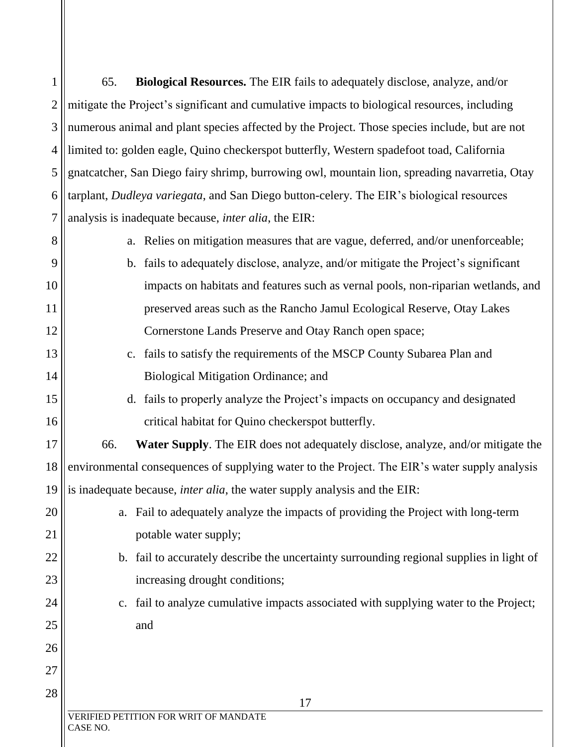65. **Biological Resources.** The EIR fails to adequately disclose, analyze, and/or mitigate the Project's significant and cumulative impacts to biological resources, including numerous animal and plant species affected by the Project. Those species include, but are not limited to: golden eagle, Quino checkerspot butterfly, Western spadefoot toad, California gnatcatcher, San Diego fairy shrimp, burrowing owl, mountain lion, spreading navarretia, Otay tarplant, *Dudleya variegata*, and San Diego button-celery. The EIR's biological resources analysis is inadequate because, *inter alia*, the EIR:

a. Relies on mitigation measures that are vague, deferred, and/or unenforceable;

b. fails to adequately disclose, analyze, and/or mitigate the Project's significant impacts on habitats and features such as vernal pools, non-riparian wetlands, and preserved areas such as the Rancho Jamul Ecological Reserve, Otay Lakes Cornerstone Lands Preserve and Otay Ranch open space;

c. fails to satisfy the requirements of the MSCP County Subarea Plan and Biological Mitigation Ordinance; and

d. fails to properly analyze the Project's impacts on occupancy and designated critical habitat for Quino checkerspot butterfly.

66. **Water Supply**. The EIR does not adequately disclose, analyze, and/or mitigate the environmental consequences of supplying water to the Project. The EIR's water supply analysis is inadequate because, *inter alia*, the water supply analysis and the EIR:

a. Fail to adequately analyze the impacts of providing the Project with long-term potable water supply;

b. fail to accurately describe the uncertainty surrounding regional supplies in light of increasing drought conditions;

c. fail to analyze cumulative impacts associated with supplying water to the Project; and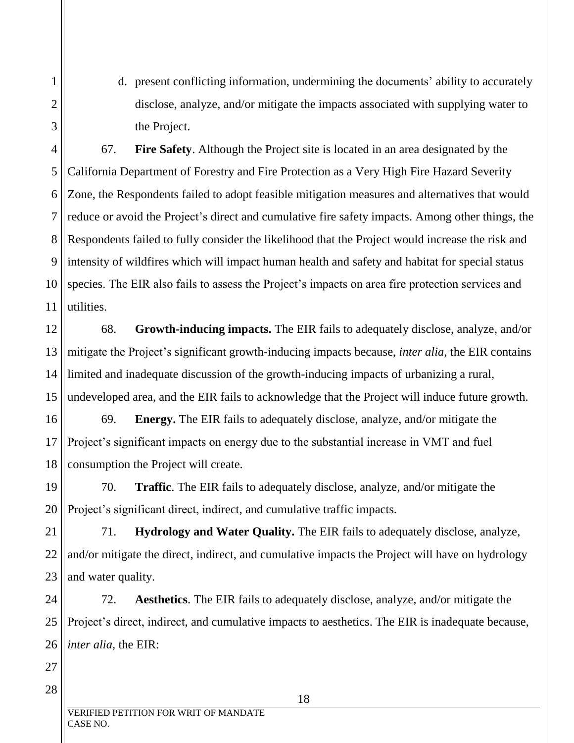d. present conflicting information, undermining the documents' ability to accurately disclose, analyze, and/or mitigate the impacts associated with supplying water to the Project.

67. **Fire Safety**. Although the Project site is located in an area designated by the California Department of Forestry and Fire Protection as a Very High Fire Hazard Severity Zone, the Respondents failed to adopt feasible mitigation measures and alternatives that would reduce or avoid the Project's direct and cumulative fire safety impacts. Among other things, the Respondents failed to fully consider the likelihood that the Project would increase the risk and intensity of wildfires which will impact human health and safety and habitat for special status species. The EIR also fails to assess the Project's impacts on area fire protection services and utilities.

68. **Growth-inducing impacts.** The EIR fails to adequately disclose, analyze, and/or mitigate the Project's significant growth-inducing impacts because, *inter alia*, the EIR contains limited and inadequate discussion of the growth-inducing impacts of urbanizing a rural, undeveloped area, and the EIR fails to acknowledge that the Project will induce future growth.

69. **Energy.** The EIR fails to adequately disclose, analyze, and/or mitigate the Project's significant impacts on energy due to the substantial increase in VMT and fuel consumption the Project will create.

70. **Traffic**. The EIR fails to adequately disclose, analyze, and/or mitigate the Project's significant direct, indirect, and cumulative traffic impacts.

71. **Hydrology and Water Quality.** The EIR fails to adequately disclose, analyze, and/or mitigate the direct, indirect, and cumulative impacts the Project will have on hydrology and water quality.

72. **Aesthetics**. The EIR fails to adequately disclose, analyze, and/or mitigate the Project's direct, indirect, and cumulative impacts to aesthetics. The EIR is inadequate because, *inter alia*, the EIR: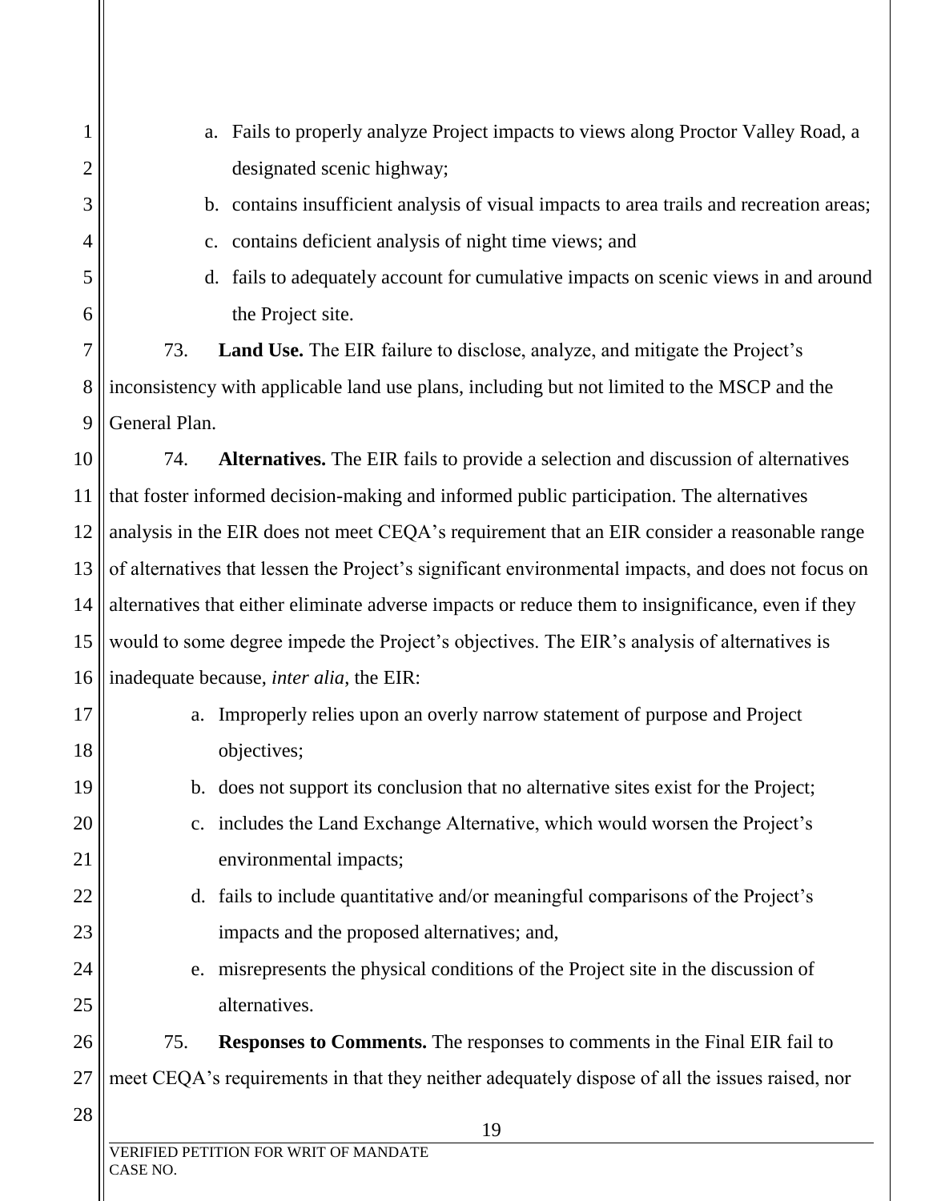a. Fails to properly analyze Project impacts to views along Proctor Valley Road, a designated scenic highway;
b. contains insufficient analysis of visual impacts to area trails and recreation areas;
c. contains deficient analysis of night time views; and
d. fails to adequately account for cumulative impacts on scenic views in and around the Project site.

73. **Land Use.** The EIR failure to disclose, analyze, and mitigate the Project's inconsistency with applicable land use plans, including but not limited to the MSCP and the General Plan.

74. **Alternatives.** The EIR fails to provide a selection and discussion of alternatives that foster informed decision-making and informed public participation. The alternatives analysis in the EIR does not meet CEQA's requirement that an EIR consider a reasonable range of alternatives that lessen the Project's significant environmental impacts, and does not focus on alternatives that either eliminate adverse impacts or reduce them to insignificance, even if they would to some degree impede the Project's objectives. The EIR's analysis of alternatives is inadequate because, *inter alia*, the EIR:

a. Improperly relies upon an overly narrow statement of purpose and Project objectives;
b. does not support its conclusion that no alternative sites exist for the Project;
c. includes the Land Exchange Alternative, which would worsen the Project's environmental impacts;
d. fails to include quantitative and/or meaningful comparisons of the Project's impacts and the proposed alternatives; and,
e. misrepresents the physical conditions of the Project site in the discussion of alternatives.

75. **Responses to Comments.** The responses to comments in the Final EIR fail to meet CEQA's requirements in that they neither adequately dispose of all the issues raised, nor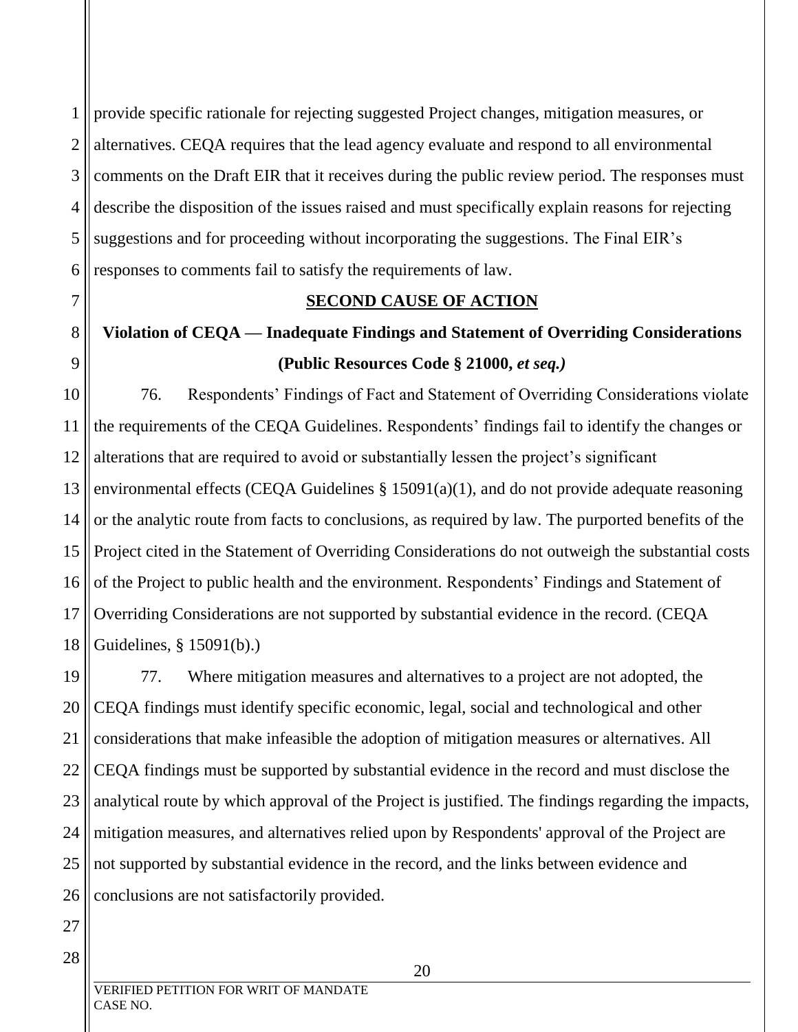provide specific rationale for rejecting suggested Project changes, mitigation measures, or alternatives. CEQA requires that the lead agency evaluate and respond to all environmental comments on the Draft EIR that it receives during the public review period. The responses must describe the disposition of the issues raised and must specifically explain reasons for rejecting suggestions and for proceeding without incorporating the suggestions. The Final EIR's responses to comments fail to satisfy the requirements of law.

## SECOND CAUSE OF ACTION

### Violation of CEQA — Inadequate Findings and Statement of Overriding Considerations (Public Resources Code § 21000, *et seq.)*

76. Respondents' Findings of Fact and Statement of Overriding Considerations violate the requirements of the CEQA Guidelines. Respondents' findings fail to identify the changes or alterations that are required to avoid or substantially lessen the project's significant environmental effects (CEQA Guidelines § 15091(a)(1), and do not provide adequate reasoning or the analytic route from facts to conclusions, as required by law. The purported benefits of the Project cited in the Statement of Overriding Considerations do not outweigh the substantial costs of the Project to public health and the environment. Respondents' Findings and Statement of Overriding Considerations are not supported by substantial evidence in the record. (CEQA Guidelines, § 15091(b).)

77. Where mitigation measures and alternatives to a project are not adopted, the CEQA findings must identify specific economic, legal, social and technological and other considerations that make infeasible the adoption of mitigation measures or alternatives. All CEQA findings must be supported by substantial evidence in the record and must disclose the analytical route by which approval of the Project is justified. The findings regarding the impacts, mitigation measures, and alternatives relied upon by Respondents' approval of the Project are not supported by substantial evidence in the record, and the links between evidence and conclusions are not satisfactorily provided.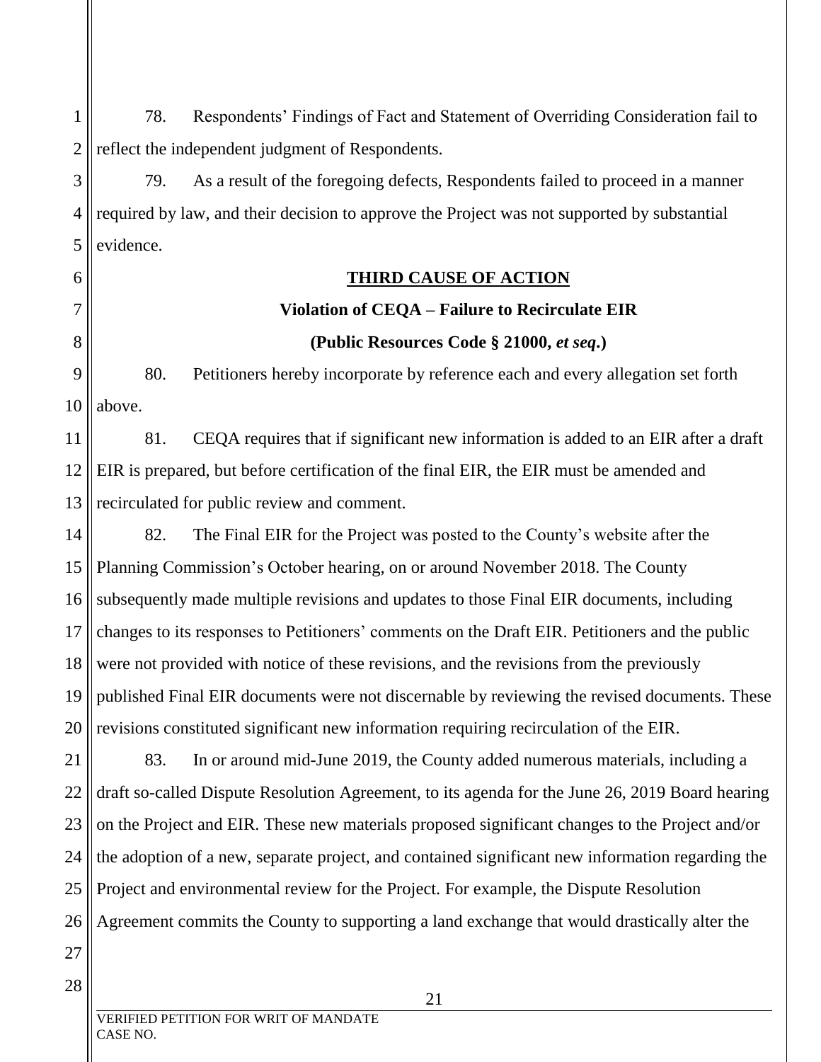78. Respondents' Findings of Fact and Statement of Overriding Consideration fail to reflect the independent judgment of Respondents.

79. As a result of the foregoing defects, Respondents failed to proceed in a manner required by law, and their decision to approve the Project was not supported by substantial evidence.

**<u>THIRD CAUSE OF ACTION</u>**

**Violation of CEQA – Failure to Recirculate EIR**

**(Public Resources Code § 21000, *et seq*.)**

80. Petitioners hereby incorporate by reference each and every allegation set forth above.

81. CEQA requires that if significant new information is added to an EIR after a draft EIR is prepared, but before certification of the final EIR, the EIR must be amended and recirculated for public review and comment.

82. The Final EIR for the Project was posted to the County's website after the Planning Commission's October hearing, on or around November 2018. The County subsequently made multiple revisions and updates to those Final EIR documents, including changes to its responses to Petitioners' comments on the Draft EIR. Petitioners and the public were not provided with notice of these revisions, and the revisions from the previously published Final EIR documents were not discernable by reviewing the revised documents. These revisions constituted significant new information requiring recirculation of the EIR.

83. In or around mid-June 2019, the County added numerous materials, including a draft so-called Dispute Resolution Agreement, to its agenda for the June 26, 2019 Board hearing on the Project and EIR. These new materials proposed significant changes to the Project and/or the adoption of a new, separate project, and contained significant new information regarding the Project and environmental review for the Project. For example, the Dispute Resolution Agreement commits the County to supporting a land exchange that would drastically alter the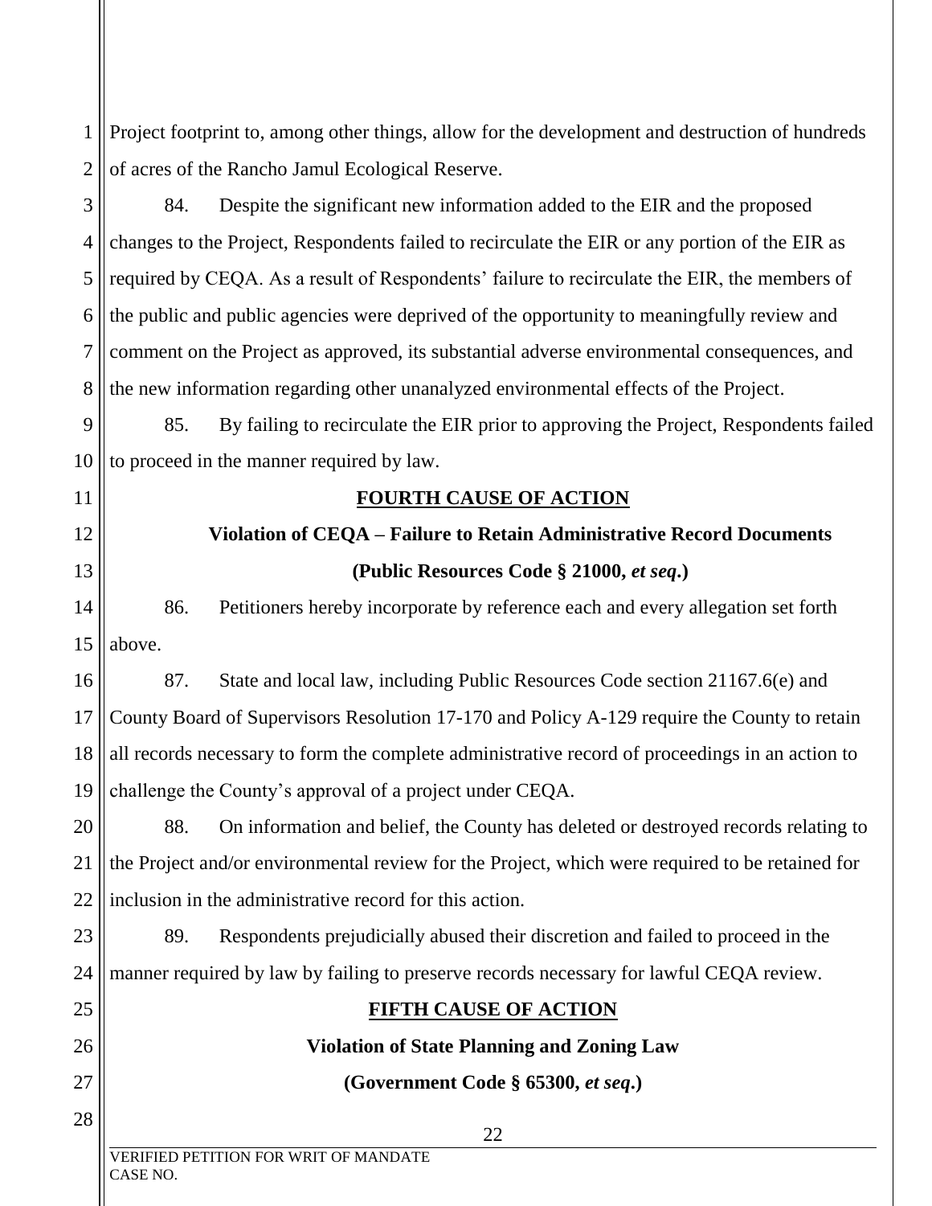Project footprint to, among other things, allow for the development and destruction of hundreds of acres of the Rancho Jamul Ecological Reserve.

84. Despite the significant new information added to the EIR and the proposed changes to the Project, Respondents failed to recirculate the EIR or any portion of the EIR as required by CEQA. As a result of Respondents' failure to recirculate the EIR, the members of the public and public agencies were deprived of the opportunity to meaningfully review and comment on the Project as approved, its substantial adverse environmental consequences, and the new information regarding other unanalyzed environmental effects of the Project.

85. By failing to recirculate the EIR prior to approving the Project, Respondents failed to proceed in the manner required by law.

**FOURTH CAUSE OF ACTION**

**Violation of CEQA – Failure to Retain Administrative Record Documents**

**(Public Resources Code § 21000, *et seq*.)**

86. Petitioners hereby incorporate by reference each and every allegation set forth above.

87. State and local law, including Public Resources Code section 21167.6(e) and County Board of Supervisors Resolution 17-170 and Policy A-129 require the County to retain all records necessary to form the complete administrative record of proceedings in an action to challenge the County's approval of a project under CEQA.

88. On information and belief, the County has deleted or destroyed records relating to the Project and/or environmental review for the Project, which were required to be retained for inclusion in the administrative record for this action.

89. Respondents prejudicially abused their discretion and failed to proceed in the manner required by law by failing to preserve records necessary for lawful CEQA review.

**FIFTH CAUSE OF ACTION**

**Violation of State Planning and Zoning Law**

**(Government Code § 65300, *et seq*.)**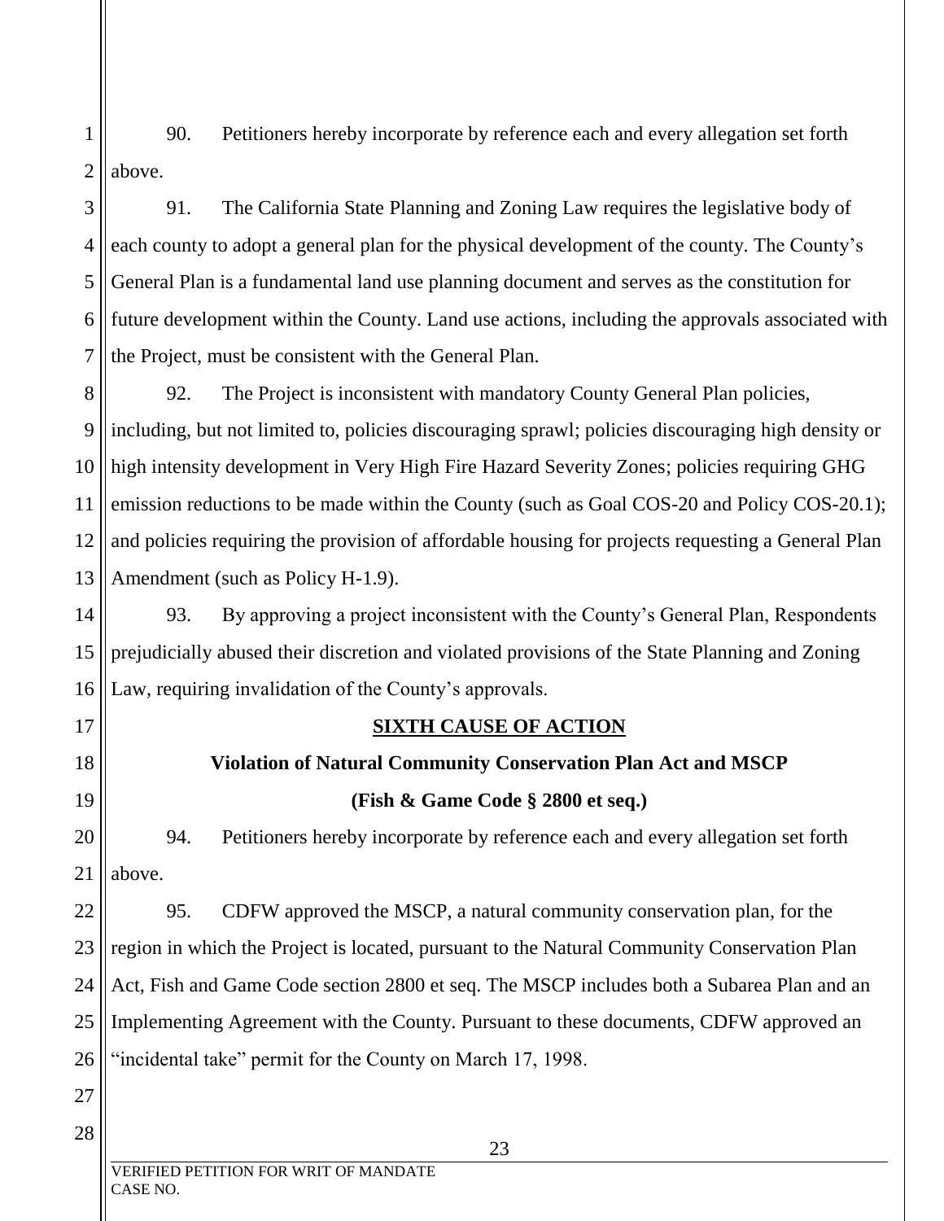90. Petitioners hereby incorporate by reference each and every allegation set forth above.

91. The California State Planning and Zoning Law requires the legislative body of each county to adopt a general plan for the physical development of the county. The County's General Plan is a fundamental land use planning document and serves as the constitution for future development within the County. Land use actions, including the approvals associated with the Project, must be consistent with the General Plan.

92. The Project is inconsistent with mandatory County General Plan policies, including, but not limited to, policies discouraging sprawl; policies discouraging high density or high intensity development in Very High Fire Hazard Severity Zones; policies requiring GHG emission reductions to be made within the County (such as Goal COS-20 and Policy COS-20.1); and policies requiring the provision of affordable housing for projects requesting a General Plan Amendment (such as Policy H-1.9).

93. By approving a project inconsistent with the County's General Plan, Respondents prejudicially abused their discretion and violated provisions of the State Planning and Zoning Law, requiring invalidation of the County's approvals.

## SIXTH CAUSE OF ACTION

### Violation of Natural Community Conservation Plan Act and MSCP

### (Fish & Game Code § 2800 et seq.)

94. Petitioners hereby incorporate by reference each and every allegation set forth above.

95. CDFW approved the MSCP, a natural community conservation plan, for the region in which the Project is located, pursuant to the Natural Community Conservation Plan Act, Fish and Game Code section 2800 et seq. The MSCP includes both a Subarea Plan and an Implementing Agreement with the County. Pursuant to these documents, CDFW approved an "incidental take" permit for the County on March 17, 1998.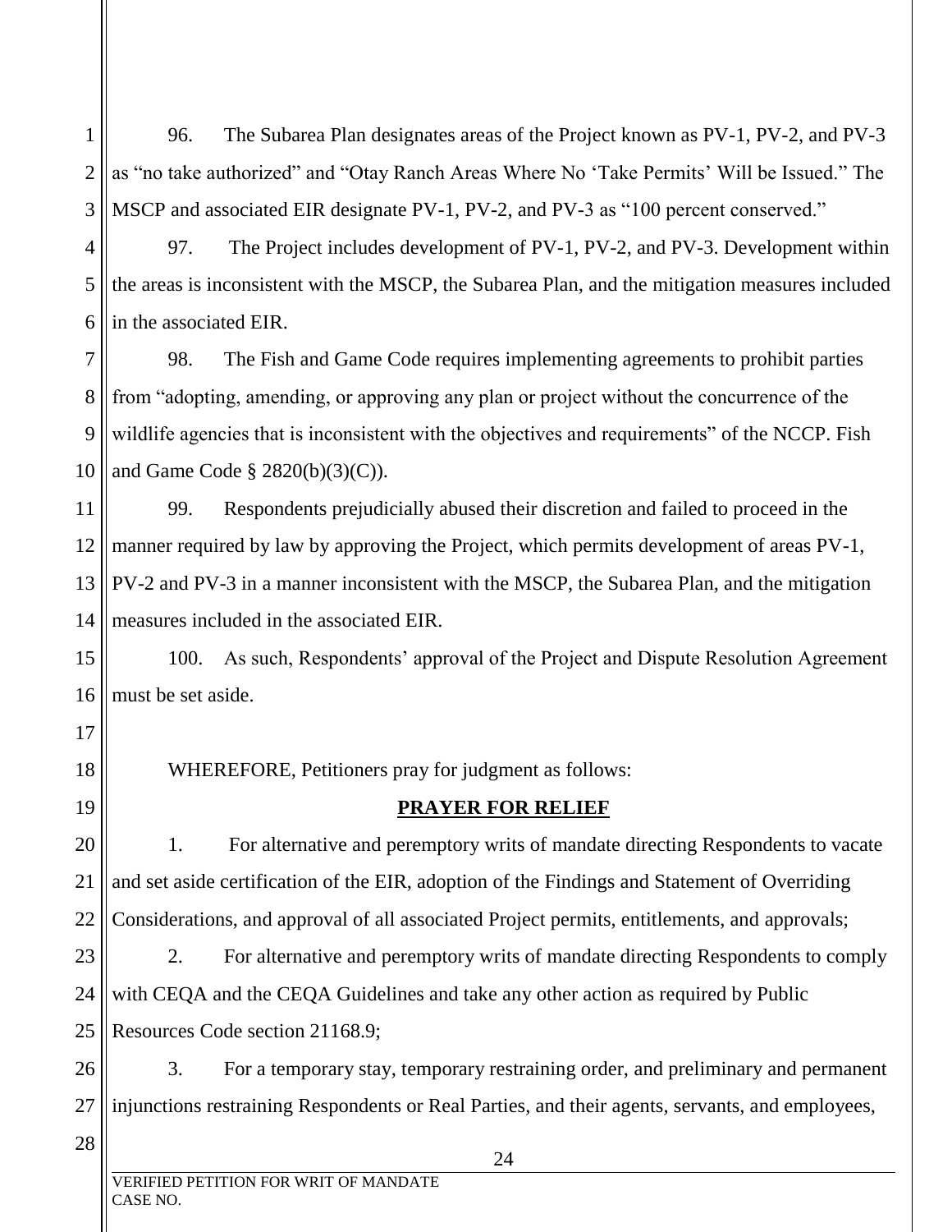96. The Subarea Plan designates areas of the Project known as PV-1, PV-2, and PV-3 as "no take authorized" and "Otay Ranch Areas Where No 'Take Permits' Will be Issued." The MSCP and associated EIR designate PV-1, PV-2, and PV-3 as "100 percent conserved."

97. The Project includes development of PV-1, PV-2, and PV-3. Development within the areas is inconsistent with the MSCP, the Subarea Plan, and the mitigation measures included in the associated EIR.

98. The Fish and Game Code requires implementing agreements to prohibit parties from "adopting, amending, or approving any plan or project without the concurrence of the wildlife agencies that is inconsistent with the objectives and requirements" of the NCCP. Fish and Game Code § 2820(b)(3)(C)).

99. Respondents prejudicially abused their discretion and failed to proceed in the manner required by law by approving the Project, which permits development of areas PV-1, PV-2 and PV-3 in a manner inconsistent with the MSCP, the Subarea Plan, and the mitigation measures included in the associated EIR.

100. As such, Respondents' approval of the Project and Dispute Resolution Agreement must be set aside.

WHEREFORE, Petitioners pray for judgment as follows:

**PRAYER FOR RELIEF**

1. For alternative and peremptory writs of mandate directing Respondents to vacate and set aside certification of the EIR, adoption of the Findings and Statement of Overriding Considerations, and approval of all associated Project permits, entitlements, and approvals;

2. For alternative and peremptory writs of mandate directing Respondents to comply with CEQA and the CEQA Guidelines and take any other action as required by Public Resources Code section 21168.9;

3. For a temporary stay, temporary restraining order, and preliminary and permanent injunctions restraining Respondents or Real Parties, and their agents, servants, and employees,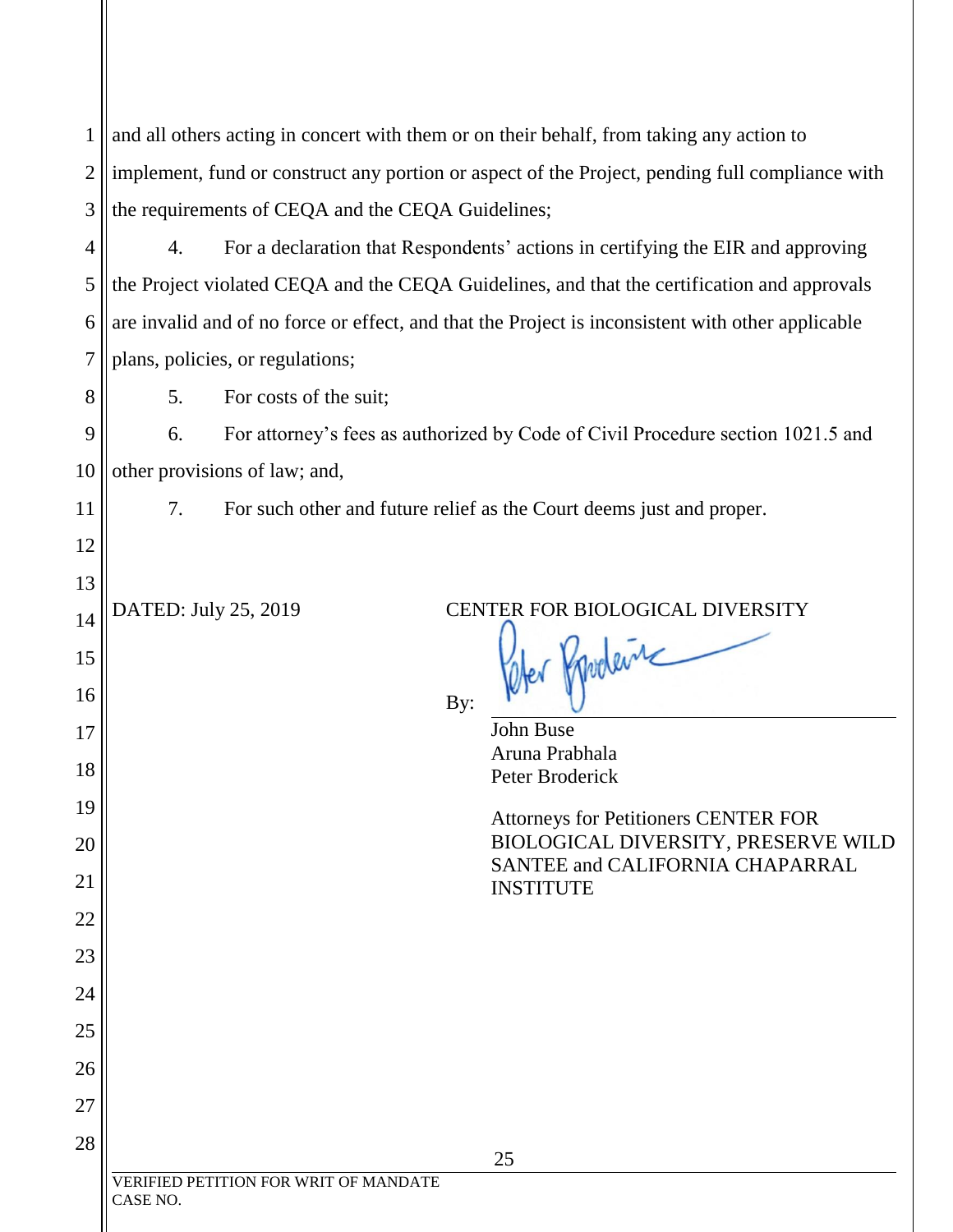and all others acting in concert with them or on their behalf, from taking any action to implement, fund or construct any portion or aspect of the Project, pending full compliance with the requirements of CEQA and the CEQA Guidelines;

4. For a declaration that Respondents' actions in certifying the EIR and approving the Project violated CEQA and the CEQA Guidelines, and that the certification and approvals are invalid and of no force or effect, and that the Project is inconsistent with other applicable plans, policies, or regulations;

5. For costs of the suit;

6. For attorney's fees as authorized by Code of Civil Procedure section 1021.5 and other provisions of law; and,

7. For such other and future relief as the Court deems just and proper.

DATED: July 25, 2019

CENTER FOR BIOLOGICAL DIVERSITY

By: Peter Broderick

John Buse
Aruna Prabhala
Peter Broderick

Attorneys for Petitioners CENTER FOR BIOLOGICAL DIVERSITY, PRESERVE WILD SANTEE and CALIFORNIA CHAPARRAL INSTITUTE

VERIFIED PETITION FOR WRIT OF MANDATE
CASE NO.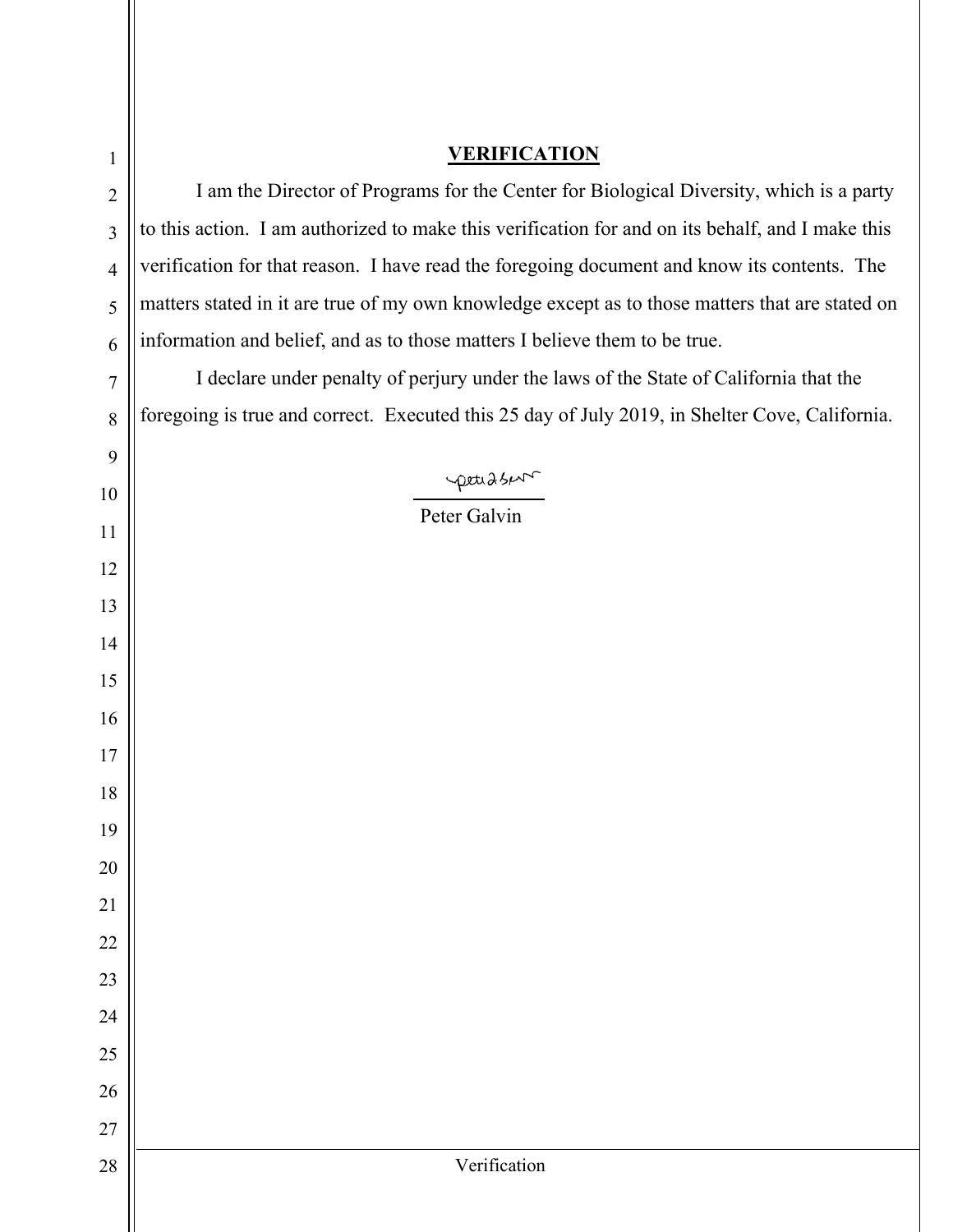# VERIFICATION

I am the Director of Programs for the Center for Biological Diversity, which is a party to this action. I am authorized to make this verification for and on its behalf, and I make this verification for that reason. I have read the foregoing document and know its contents. The matters stated in it are true of my own knowledge except as to those matters that are stated on information and belief, and as to those matters I believe them to be true.

I declare under penalty of perjury under the laws of the State of California that the foregoing is true and correct. Executed this 25 day of July 2019, in Shelter Cove, California.

Peter Galvin